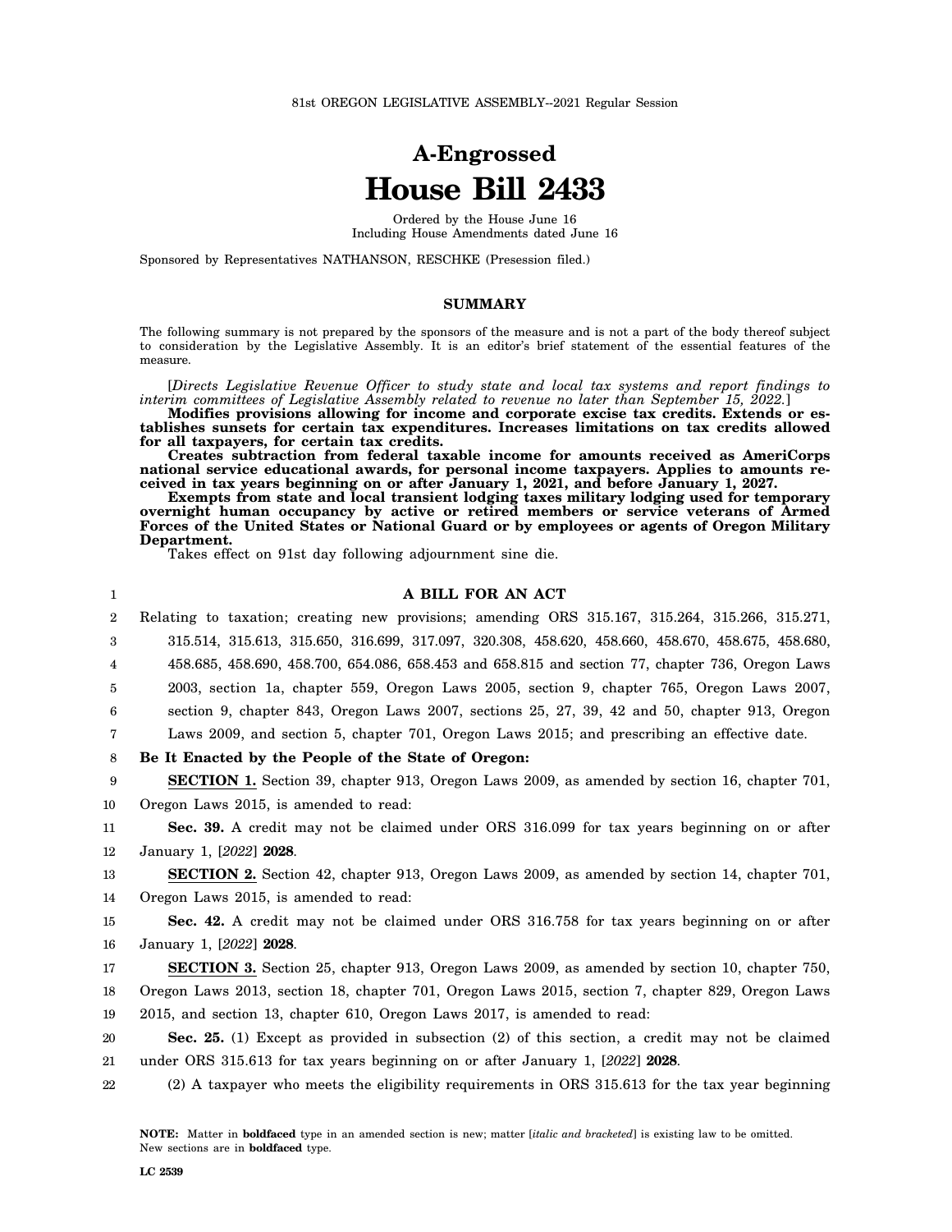81st OREGON LEGISLATIVE ASSEMBLY--2021 Regular Session

# A-Engrossed
# House Bill 2433

Ordered by the House June 16
Including House Amendments dated June 16

Sponsored by Representatives NATHANSON, RESCHKE (Presession filed.)

## SUMMARY

The following summary is not prepared by the sponsors of the measure and is not a part of the body thereof subject to consideration by the Legislative Assembly. It is an editor's brief statement of the essential features of the measure.

[*Directs Legislative Revenue Officer to study state and local tax systems and report findings to interim committees of Legislative Assembly related to revenue no later than September 15, 2022.*]

**Modifies provisions allowing for income and corporate excise tax credits. Extends or establishes sunsets for certain tax expenditures. Increases limitations on tax credits allowed for all taxpayers, for certain tax credits.**

**Creates subtraction from federal taxable income for amounts received as AmeriCorps national service educational awards, for personal income taxpayers. Applies to amounts received in tax years beginning on or after January 1, 2021, and before January 1, 2027.**

**Exempts from state and local transient lodging taxes military lodging used for temporary overnight human occupancy by active or retired members or service veterans of Armed Forces of the United States or National Guard or by employees or agents of Oregon Military Department.**

Takes effect on 91st day following adjournment sine die.

1 **A BILL FOR AN ACT**

2 Relating to taxation; creating new provisions; amending ORS 315.167, 315.264, 315.266, 315.271,
3 315.514, 315.613, 315.650, 316.699, 317.097, 320.308, 458.620, 458.660, 458.670, 458.675, 458.680,
4 458.685, 458.690, 458.700, 654.086, 658.453 and 658.815 and section 77, chapter 736, Oregon Laws
5 2003, section 1a, chapter 559, Oregon Laws 2005, section 9, chapter 765, Oregon Laws 2007,
6 section 9, chapter 843, Oregon Laws 2007, sections 25, 27, 39, 42 and 50, chapter 913, Oregon
7 Laws 2009, and section 5, chapter 701, Oregon Laws 2015; and prescribing an effective date.

8 **Be It Enacted by the People of the State of Oregon:**

9 **SECTION 1.** Section 39, chapter 913, Oregon Laws 2009, as amended by section 16, chapter 701,
10 Oregon Laws 2015, is amended to read:

11 **Sec. 39.** A credit may not be claimed under ORS 316.099 for tax years beginning on or after
12 January 1, [*2022*] **2028**.

13 **SECTION 2.** Section 42, chapter 913, Oregon Laws 2009, as amended by section 14, chapter 701,
14 Oregon Laws 2015, is amended to read:

15 **Sec. 42.** A credit may not be claimed under ORS 316.758 for tax years beginning on or after
16 January 1, [*2022*] **2028**.

17 **SECTION 3.** Section 25, chapter 913, Oregon Laws 2009, as amended by section 10, chapter 750,
18 Oregon Laws 2013, section 18, chapter 701, Oregon Laws 2015, section 7, chapter 829, Oregon Laws
19 2015, and section 13, chapter 610, Oregon Laws 2017, is amended to read:

20 **Sec. 25.** (1) Except as provided in subsection (2) of this section, a credit may not be claimed
21 under ORS 315.613 for tax years beginning on or after January 1, [*2022*] **2028**.

22 (2) A taxpayer who meets the eligibility requirements in ORS 315.613 for the tax year beginning

**NOTE:** Matter in **boldfaced** type in an amended section is new; matter [*italic and bracketed*] is existing law to be omitted. New sections are in **boldfaced** type.

LC 2539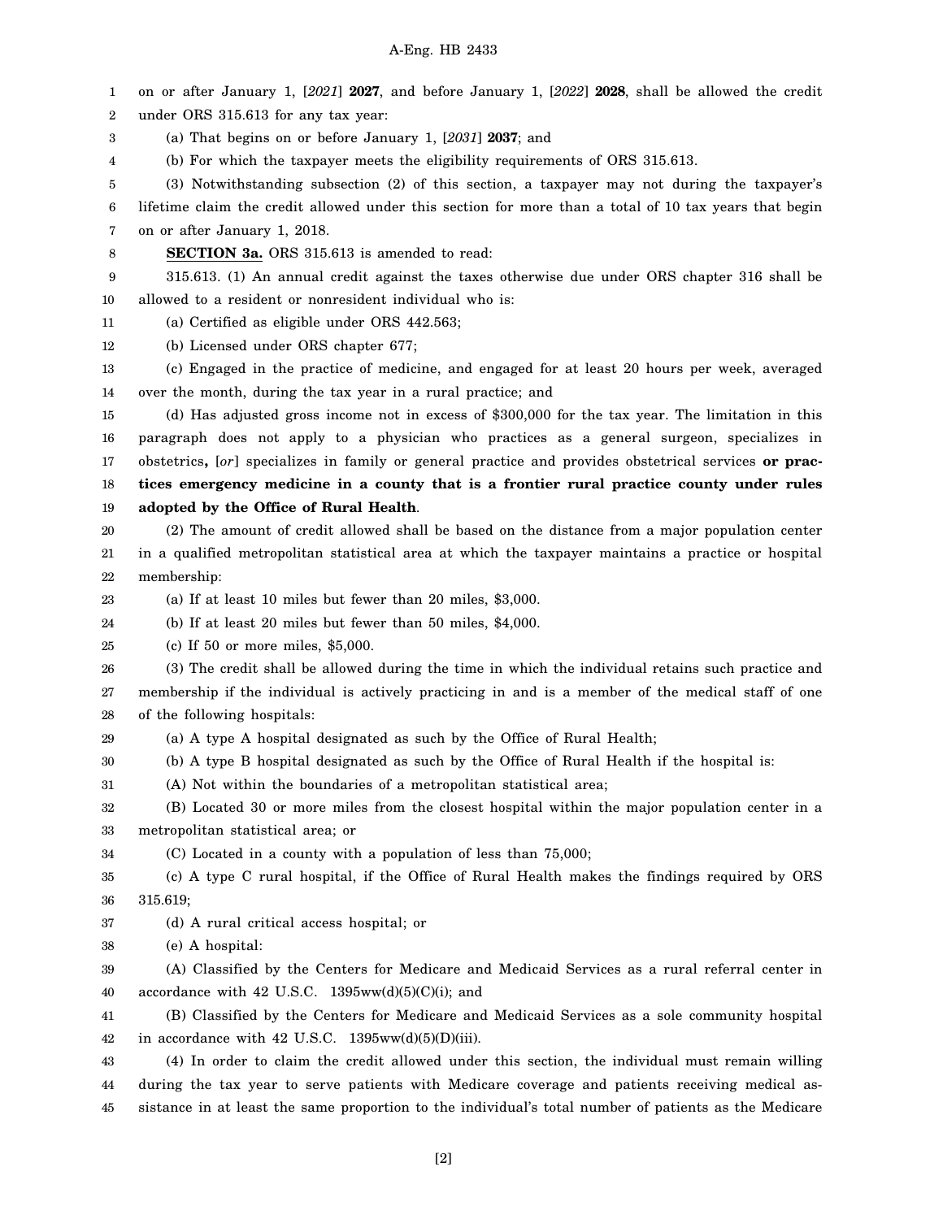on or after January 1, [*2021*] **2027**, and before January 1, [*2022*] **2028**, shall be allowed the credit under ORS 315.613 for any tax year:

(a) That begins on or before January 1, [*2031*] **2037**; and

(b) For which the taxpayer meets the eligibility requirements of ORS 315.613.

(3) Notwithstanding subsection (2) of this section, a taxpayer may not during the taxpayer's lifetime claim the credit allowed under this section for more than a total of 10 tax years that begin on or after January 1, 2018.

**SECTION 3a.** ORS 315.613 is amended to read:

315.613. (1) An annual credit against the taxes otherwise due under ORS chapter 316 shall be allowed to a resident or nonresident individual who is:

(a) Certified as eligible under ORS 442.563;

(b) Licensed under ORS chapter 677;

(c) Engaged in the practice of medicine, and engaged for at least 20 hours per week, averaged over the month, during the tax year in a rural practice; and

(d) Has adjusted gross income not in excess of $300,000 for the tax year. The limitation in this paragraph does not apply to a physician who practices as a general surgeon, specializes in obstetrics**,** [*or*] specializes in family or general practice and provides obstetrical services **or practices emergency medicine in a county that is a frontier rural practice county under rules adopted by the Office of Rural Health**.

(2) The amount of credit allowed shall be based on the distance from a major population center in a qualified metropolitan statistical area at which the taxpayer maintains a practice or hospital membership:

(a) If at least 10 miles but fewer than 20 miles, $3,000.

(b) If at least 20 miles but fewer than 50 miles, $4,000.

(c) If 50 or more miles, $5,000.

(3) The credit shall be allowed during the time in which the individual retains such practice and membership if the individual is actively practicing in and is a member of the medical staff of one of the following hospitals:

(a) A type A hospital designated as such by the Office of Rural Health;

(b) A type B hospital designated as such by the Office of Rural Health if the hospital is:

(A) Not within the boundaries of a metropolitan statistical area;

(B) Located 30 or more miles from the closest hospital within the major population center in a metropolitan statistical area; or

(C) Located in a county with a population of less than 75,000;

(c) A type C rural hospital, if the Office of Rural Health makes the findings required by ORS 315.619;

(d) A rural critical access hospital; or

(e) A hospital:

(A) Classified by the Centers for Medicare and Medicaid Services as a rural referral center in accordance with 42 U.S.C. 1395ww(d)(5)(C)(i); and

(B) Classified by the Centers for Medicare and Medicaid Services as a sole community hospital in accordance with 42 U.S.C. 1395ww(d)(5)(D)(iii).

(4) In order to claim the credit allowed under this section, the individual must remain willing during the tax year to serve patients with Medicare coverage and patients receiving medical assistance in at least the same proportion to the individual's total number of patients as the Medicare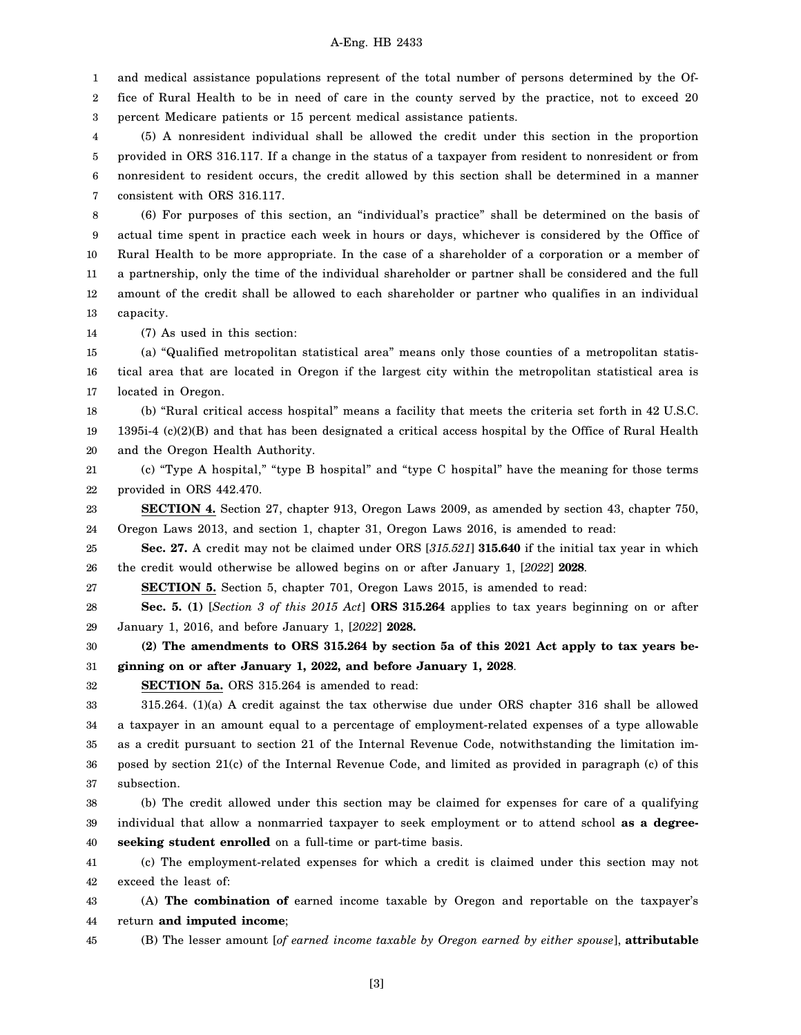and medical assistance populations represent of the total number of persons determined by the Office of Rural Health to be in need of care in the county served by the practice, not to exceed 20 percent Medicare patients or 15 percent medical assistance patients.

(5) A nonresident individual shall be allowed the credit under this section in the proportion provided in ORS 316.117. If a change in the status of a taxpayer from resident to nonresident or from nonresident to resident occurs, the credit allowed by this section shall be determined in a manner consistent with ORS 316.117.

(6) For purposes of this section, an "individual's practice" shall be determined on the basis of actual time spent in practice each week in hours or days, whichever is considered by the Office of Rural Health to be more appropriate. In the case of a shareholder of a corporation or a member of a partnership, only the time of the individual shareholder or partner shall be considered and the full amount of the credit shall be allowed to each shareholder or partner who qualifies in an individual capacity.

(7) As used in this section:

(a) "Qualified metropolitan statistical area" means only those counties of a metropolitan statistical area that are located in Oregon if the largest city within the metropolitan statistical area is located in Oregon.

(b) "Rural critical access hospital" means a facility that meets the criteria set forth in 42 U.S.C. 1395i-4 (c)(2)(B) and that has been designated a critical access hospital by the Office of Rural Health and the Oregon Health Authority.

(c) "Type A hospital," "type B hospital" and "type C hospital" have the meaning for those terms provided in ORS 442.470.

**SECTION 4.** Section 27, chapter 913, Oregon Laws 2009, as amended by section 43, chapter 750, Oregon Laws 2013, and section 1, chapter 31, Oregon Laws 2016, is amended to read:

**Sec. 27.** A credit may not be claimed under ORS [*315.521*] **315.640** if the initial tax year in which the credit would otherwise be allowed begins on or after January 1, [*2022*] **2028**.

**SECTION 5.** Section 5, chapter 701, Oregon Laws 2015, is amended to read:

**Sec. 5. (1)** [*Section 3 of this 2015 Act*] **ORS 315.264** applies to tax years beginning on or after January 1, 2016, and before January 1, [*2022*] **2028.**

**(2) The amendments to ORS 315.264 by section 5a of this 2021 Act apply to tax years beginning on or after January 1, 2022, and before January 1, 2028**.

**SECTION 5a.** ORS 315.264 is amended to read:

315.264. (1)(a) A credit against the tax otherwise due under ORS chapter 316 shall be allowed a taxpayer in an amount equal to a percentage of employment-related expenses of a type allowable as a credit pursuant to section 21 of the Internal Revenue Code, notwithstanding the limitation imposed by section 21(c) of the Internal Revenue Code, and limited as provided in paragraph (c) of this subsection.

(b) The credit allowed under this section may be claimed for expenses for care of a qualifying individual that allow a nonmarried taxpayer to seek employment or to attend school **as a degree-seeking student enrolled** on a full-time or part-time basis.

(c) The employment-related expenses for which a credit is claimed under this section may not exceed the least of:

(A) **The combination of** earned income taxable by Oregon and reportable on the taxpayer's return **and imputed income**;

(B) The lesser amount [*of earned income taxable by Oregon earned by either spouse*], **attributable**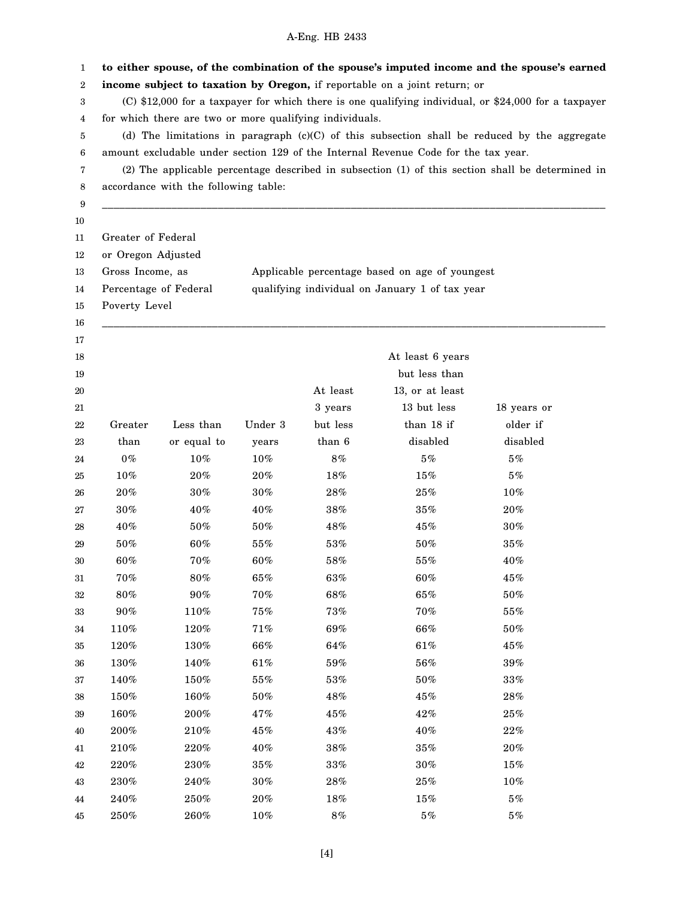**to either spouse, of the combination of the spouse's imputed income and the spouse's earned income subject to taxation by Oregon,** if reportable on a joint return; or

(C) $12,000 for a taxpayer for which there is one qualifying individual, or $24,000 for a taxpayer for which there are two or more qualifying individuals.

(d) The limitations in paragraph (c)(C) of this subsection shall be reduced by the aggregate amount excludable under section 129 of the Internal Revenue Code for the tax year.

(2) The applicable percentage described in subsection (1) of this section shall be determined in accordance with the following table:

| Greater of Federal or Oregon Adjusted Gross Income, as Percentage of Federal Poverty Level | | Applicable percentage based on age of youngest qualifying individual on January 1 of tax year | | | |
|---|---|---|---|---|---|
| Greater than | Less than or equal to | Under 3 years | At least 3 years but less than 6 | At least 6 years but less than 13, or at least 13 but less than 18 if disabled | 18 years or older if disabled |
| 0% | 10% | 10% | 8% | 5% | 5% |
| 10% | 20% | 20% | 18% | 15% | 5% |
| 20% | 30% | 30% | 28% | 25% | 10% |
| 30% | 40% | 40% | 38% | 35% | 20% |
| 40% | 50% | 50% | 48% | 45% | 30% |
| 50% | 60% | 55% | 53% | 50% | 35% |
| 60% | 70% | 60% | 58% | 55% | 40% |
| 70% | 80% | 65% | 63% | 60% | 45% |
| 80% | 90% | 70% | 68% | 65% | 50% |
| 90% | 110% | 75% | 73% | 70% | 55% |
| 110% | 120% | 71% | 69% | 66% | 50% |
| 120% | 130% | 66% | 64% | 61% | 45% |
| 130% | 140% | 61% | 59% | 56% | 39% |
| 140% | 150% | 55% | 53% | 50% | 33% |
| 150% | 160% | 50% | 48% | 45% | 28% |
| 160% | 200% | 47% | 45% | 42% | 25% |
| 200% | 210% | 45% | 43% | 40% | 22% |
| 210% | 220% | 40% | 38% | 35% | 20% |
| 220% | 230% | 35% | 33% | 30% | 15% |
| 230% | 240% | 30% | 28% | 25% | 10% |
| 240% | 250% | 20% | 18% | 15% | 5% |
| 250% | 260% | 10% | 8% | 5% | 5% |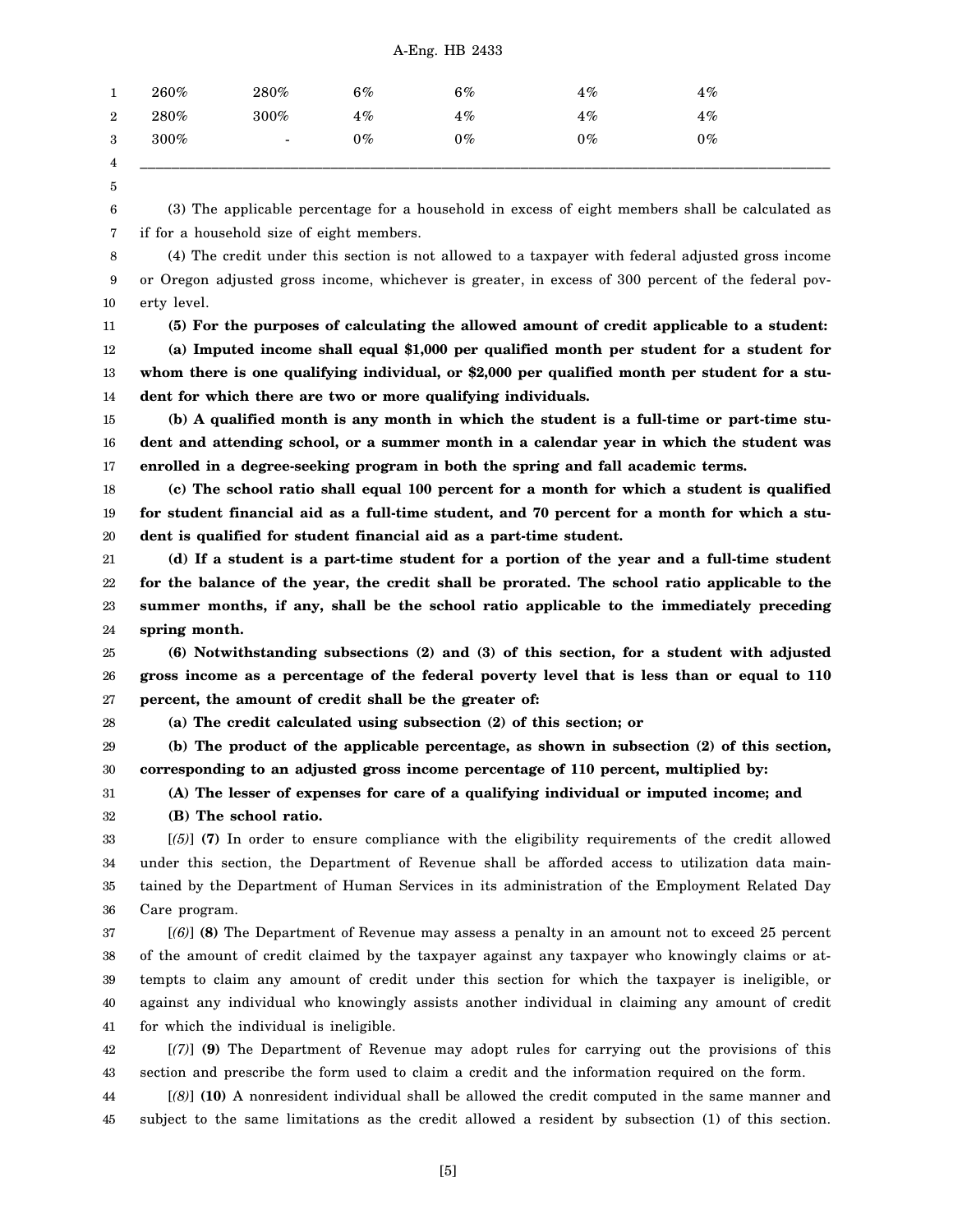| | | | | | |
|---|---|---|---|---|---|
| 260% | 280% | 6% | 6% | 4% | 4% |
| 280% | 300% | 4% | 4% | 4% | 4% |
| 300% | - | 0% | 0% | 0% | 0% |

(3) The applicable percentage for a household in excess of eight members shall be calculated as if for a household size of eight members.

(4) The credit under this section is not allowed to a taxpayer with federal adjusted gross income or Oregon adjusted gross income, whichever is greater, in excess of 300 percent of the federal poverty level.

**(5) For the purposes of calculating the allowed amount of credit applicable to a student:**

**(a) Imputed income shall equal $1,000 per qualified month per student for a student for whom there is one qualifying individual, or $2,000 per qualified month per student for a student for which there are two or more qualifying individuals.**

**(b) A qualified month is any month in which the student is a full-time or part-time student and attending school, or a summer month in a calendar year in which the student was enrolled in a degree-seeking program in both the spring and fall academic terms.**

**(c) The school ratio shall equal 100 percent for a month for which a student is qualified for student financial aid as a full-time student, and 70 percent for a month for which a student is qualified for student financial aid as a part-time student.**

**(d) If a student is a part-time student for a portion of the year and a full-time student for the balance of the year, the credit shall be prorated. The school ratio applicable to the summer months, if any, shall be the school ratio applicable to the immediately preceding spring month.**

**(6) Notwithstanding subsections (2) and (3) of this section, for a student with adjusted gross income as a percentage of the federal poverty level that is less than or equal to 110 percent, the amount of credit shall be the greater of:**

**(a) The credit calculated using subsection (2) of this section; or**

**(b) The product of the applicable percentage, as shown in subsection (2) of this section, corresponding to an adjusted gross income percentage of 110 percent, multiplied by:**

**(A) The lesser of expenses for care of a qualifying individual or imputed income; and**

**(B) The school ratio.**

[*(5)*] **(7)** In order to ensure compliance with the eligibility requirements of the credit allowed under this section, the Department of Revenue shall be afforded access to utilization data maintained by the Department of Human Services in its administration of the Employment Related Day Care program.

[*(6)*] **(8)** The Department of Revenue may assess a penalty in an amount not to exceed 25 percent of the amount of credit claimed by the taxpayer against any taxpayer who knowingly claims or attempts to claim any amount of credit under this section for which the taxpayer is ineligible, or against any individual who knowingly assists another individual in claiming any amount of credit for which the individual is ineligible.

[*(7)*] **(9)** The Department of Revenue may adopt rules for carrying out the provisions of this section and prescribe the form used to claim a credit and the information required on the form.

[*(8)*] **(10)** A nonresident individual shall be allowed the credit computed in the same manner and subject to the same limitations as the credit allowed a resident by subsection (1) of this section.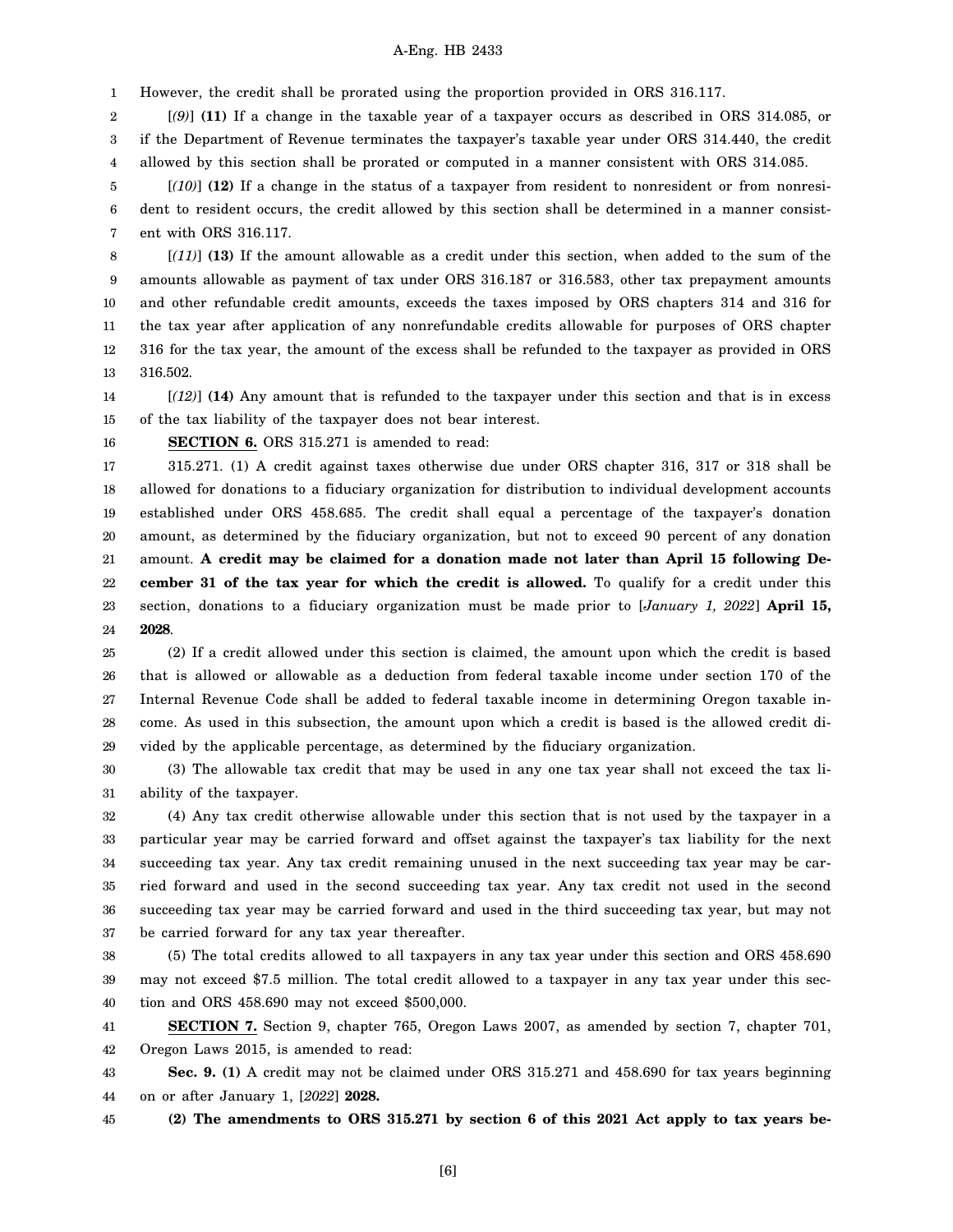However, the credit shall be prorated using the proportion provided in ORS 316.117.

[*(9)*] **(11)** If a change in the taxable year of a taxpayer occurs as described in ORS 314.085, or if the Department of Revenue terminates the taxpayer's taxable year under ORS 314.440, the credit allowed by this section shall be prorated or computed in a manner consistent with ORS 314.085.

[*(10)*] **(12)** If a change in the status of a taxpayer from resident to nonresident or from nonresident to resident occurs, the credit allowed by this section shall be determined in a manner consistent with ORS 316.117.

[*(11)*] **(13)** If the amount allowable as a credit under this section, when added to the sum of the amounts allowable as payment of tax under ORS 316.187 or 316.583, other tax prepayment amounts and other refundable credit amounts, exceeds the taxes imposed by ORS chapters 314 and 316 for the tax year after application of any nonrefundable credits allowable for purposes of ORS chapter 316 for the tax year, the amount of the excess shall be refunded to the taxpayer as provided in ORS 316.502.

[*(12)*] **(14)** Any amount that is refunded to the taxpayer under this section and that is in excess of the tax liability of the taxpayer does not bear interest.

**SECTION 6.** ORS 315.271 is amended to read:

315.271. (1) A credit against taxes otherwise due under ORS chapter 316, 317 or 318 shall be allowed for donations to a fiduciary organization for distribution to individual development accounts established under ORS 458.685. The credit shall equal a percentage of the taxpayer's donation amount, as determined by the fiduciary organization, but not to exceed 90 percent of any donation amount. **A credit may be claimed for a donation made not later than April 15 following December 31 of the tax year for which the credit is allowed.** To qualify for a credit under this section, donations to a fiduciary organization must be made prior to [*January 1, 2022*] **April 15, 2028**.

(2) If a credit allowed under this section is claimed, the amount upon which the credit is based that is allowed or allowable as a deduction from federal taxable income under section 170 of the Internal Revenue Code shall be added to federal taxable income in determining Oregon taxable income. As used in this subsection, the amount upon which a credit is based is the allowed credit divided by the applicable percentage, as determined by the fiduciary organization.

(3) The allowable tax credit that may be used in any one tax year shall not exceed the tax liability of the taxpayer.

(4) Any tax credit otherwise allowable under this section that is not used by the taxpayer in a particular year may be carried forward and offset against the taxpayer's tax liability for the next succeeding tax year. Any tax credit remaining unused in the next succeeding tax year may be carried forward and used in the second succeeding tax year. Any tax credit not used in the second succeeding tax year may be carried forward and used in the third succeeding tax year, but may not be carried forward for any tax year thereafter.

(5) The total credits allowed to all taxpayers in any tax year under this section and ORS 458.690 may not exceed $7.5 million. The total credit allowed to a taxpayer in any tax year under this section and ORS 458.690 may not exceed $500,000.

**SECTION 7.** Section 9, chapter 765, Oregon Laws 2007, as amended by section 7, chapter 701, Oregon Laws 2015, is amended to read:

**Sec. 9. (1)** A credit may not be claimed under ORS 315.271 and 458.690 for tax years beginning on or after January 1, [*2022*] **2028.**

**(2) The amendments to ORS 315.271 by section 6 of this 2021 Act apply to tax years be-**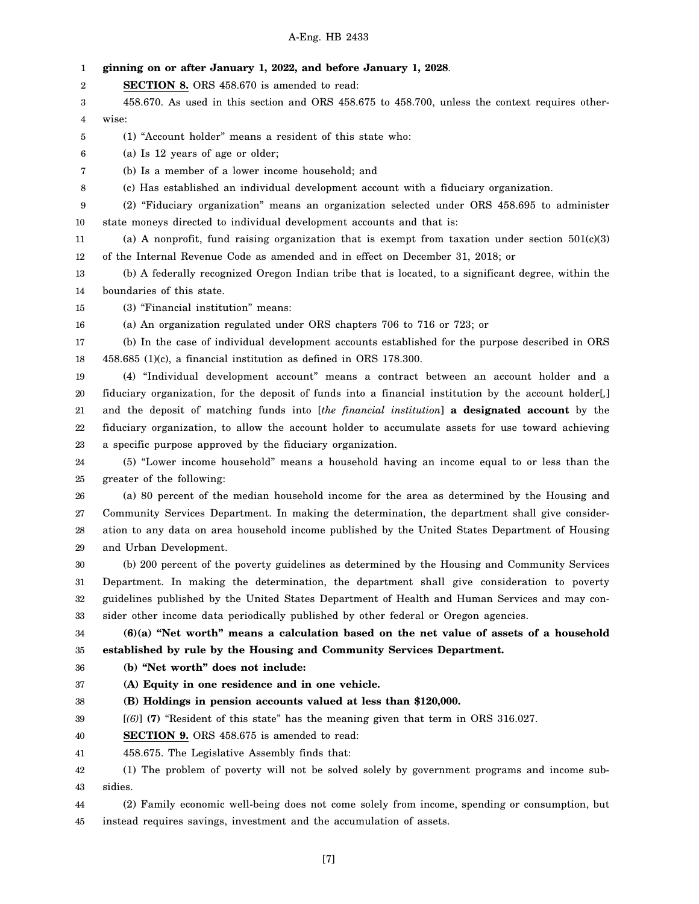**ginning on or after January 1, 2022, and before January 1, 2028**.

**SECTION 8.** ORS 458.670 is amended to read:

458.670. As used in this section and ORS 458.675 to 458.700, unless the context requires otherwise:

(1) "Account holder" means a resident of this state who:

(a) Is 12 years of age or older;

(b) Is a member of a lower income household; and

(c) Has established an individual development account with a fiduciary organization.

(2) "Fiduciary organization" means an organization selected under ORS 458.695 to administer state moneys directed to individual development accounts and that is:

(a) A nonprofit, fund raising organization that is exempt from taxation under section 501(c)(3) of the Internal Revenue Code as amended and in effect on December 31, 2018; or

(b) A federally recognized Oregon Indian tribe that is located, to a significant degree, within the boundaries of this state.

(3) "Financial institution" means:

(a) An organization regulated under ORS chapters 706 to 716 or 723; or

(b) In the case of individual development accounts established for the purpose described in ORS 458.685 (1)(c), a financial institution as defined in ORS 178.300.

(4) "Individual development account" means a contract between an account holder and a fiduciary organization, for the deposit of funds into a financial institution by the account holder[,] and the deposit of matching funds into [*the financial institution*] **a designated account** by the fiduciary organization, to allow the account holder to accumulate assets for use toward achieving a specific purpose approved by the fiduciary organization.

(5) "Lower income household" means a household having an income equal to or less than the greater of the following:

(a) 80 percent of the median household income for the area as determined by the Housing and Community Services Department. In making the determination, the department shall give consideration to any data on area household income published by the United States Department of Housing and Urban Development.

(b) 200 percent of the poverty guidelines as determined by the Housing and Community Services Department. In making the determination, the department shall give consideration to poverty guidelines published by the United States Department of Health and Human Services and may consider other income data periodically published by other federal or Oregon agencies.

**(6)(a) "Net worth" means a calculation based on the net value of assets of a household established by rule by the Housing and Community Services Department.**

**(b) "Net worth" does not include:**

**(A) Equity in one residence and in one vehicle.**

**(B) Holdings in pension accounts valued at less than $120,000.**

[*(6)*] **(7)** "Resident of this state" has the meaning given that term in ORS 316.027.

**SECTION 9.** ORS 458.675 is amended to read:

458.675. The Legislative Assembly finds that:

(1) The problem of poverty will not be solved solely by government programs and income subsidies.

(2) Family economic well-being does not come solely from income, spending or consumption, but instead requires savings, investment and the accumulation of assets.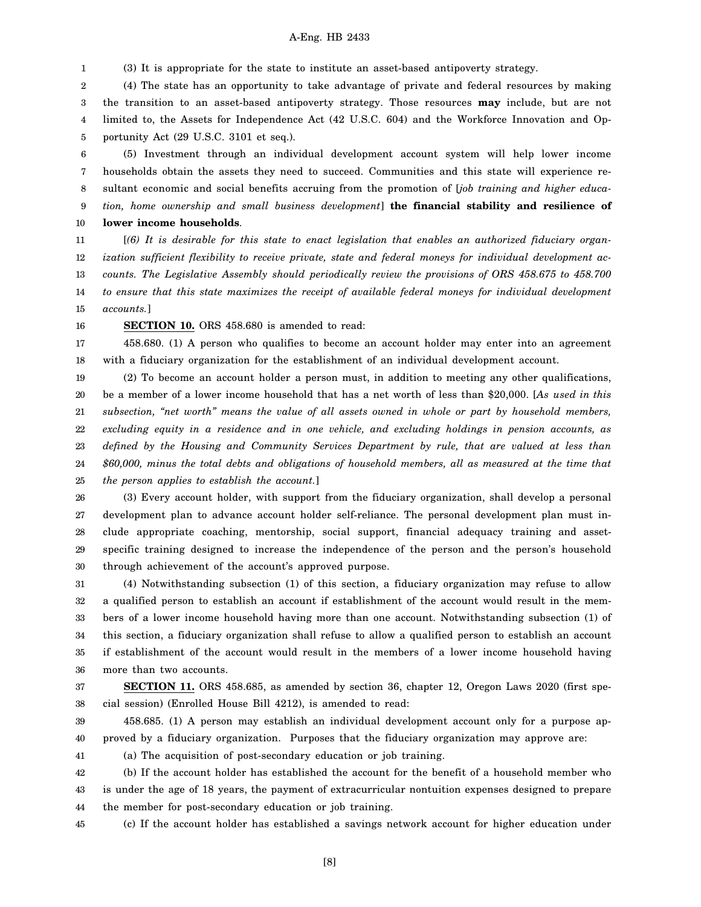(3) It is appropriate for the state to institute an asset-based antipoverty strategy.

(4) The state has an opportunity to take advantage of private and federal resources by making the transition to an asset-based antipoverty strategy. Those resources **may** include, but are not limited to, the Assets for Independence Act (42 U.S.C. 604) and the Workforce Innovation and Opportunity Act (29 U.S.C. 3101 et seq.).

(5) Investment through an individual development account system will help lower income households obtain the assets they need to succeed. Communities and this state will experience resultant economic and social benefits accruing from the promotion of [*job training and higher education, home ownership and small business development*] **the financial stability and resilience of lower income households**.

[*(6) It is desirable for this state to enact legislation that enables an authorized fiduciary organization sufficient flexibility to receive private, state and federal moneys for individual development accounts. The Legislative Assembly should periodically review the provisions of ORS 458.675 to 458.700 to ensure that this state maximizes the receipt of available federal moneys for individual development accounts.*]

**SECTION 10.** ORS 458.680 is amended to read:

458.680. (1) A person who qualifies to become an account holder may enter into an agreement with a fiduciary organization for the establishment of an individual development account.

(2) To become an account holder a person must, in addition to meeting any other qualifications, be a member of a lower income household that has a net worth of less than $20,000. [*As used in this subsection, "net worth" means the value of all assets owned in whole or part by household members, excluding equity in a residence and in one vehicle, and excluding holdings in pension accounts, as defined by the Housing and Community Services Department by rule, that are valued at less than $60,000, minus the total debts and obligations of household members, all as measured at the time that the person applies to establish the account.*]

(3) Every account holder, with support from the fiduciary organization, shall develop a personal development plan to advance account holder self-reliance. The personal development plan must include appropriate coaching, mentorship, social support, financial adequacy training and asset-specific training designed to increase the independence of the person and the person's household through achievement of the account's approved purpose.

(4) Notwithstanding subsection (1) of this section, a fiduciary organization may refuse to allow a qualified person to establish an account if establishment of the account would result in the members of a lower income household having more than one account. Notwithstanding subsection (1) of this section, a fiduciary organization shall refuse to allow a qualified person to establish an account if establishment of the account would result in the members of a lower income household having more than two accounts.

**SECTION 11.** ORS 458.685, as amended by section 36, chapter 12, Oregon Laws 2020 (first special session) (Enrolled House Bill 4212), is amended to read:

458.685. (1) A person may establish an individual development account only for a purpose approved by a fiduciary organization. Purposes that the fiduciary organization may approve are:

(a) The acquisition of post-secondary education or job training.

(b) If the account holder has established the account for the benefit of a household member who is under the age of 18 years, the payment of extracurricular nontuition expenses designed to prepare the member for post-secondary education or job training.

(c) If the account holder has established a savings network account for higher education under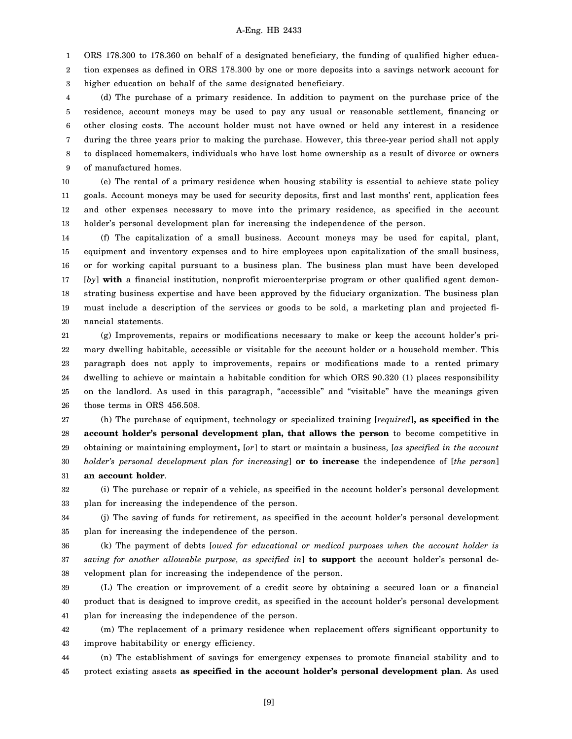ORS 178.300 to 178.360 on behalf of a designated beneficiary, the funding of qualified higher education expenses as defined in ORS 178.300 by one or more deposits into a savings network account for higher education on behalf of the same designated beneficiary.

(d) The purchase of a primary residence. In addition to payment on the purchase price of the residence, account moneys may be used to pay any usual or reasonable settlement, financing or other closing costs. The account holder must not have owned or held any interest in a residence during the three years prior to making the purchase. However, this three-year period shall not apply to displaced homemakers, individuals who have lost home ownership as a result of divorce or owners of manufactured homes.

(e) The rental of a primary residence when housing stability is essential to achieve state policy goals. Account moneys may be used for security deposits, first and last months' rent, application fees and other expenses necessary to move into the primary residence, as specified in the account holder's personal development plan for increasing the independence of the person.

(f) The capitalization of a small business. Account moneys may be used for capital, plant, equipment and inventory expenses and to hire employees upon capitalization of the small business, or for working capital pursuant to a business plan. The business plan must have been developed [*by*] **with** a financial institution, nonprofit microenterprise program or other qualified agent demonstrating business expertise and have been approved by the fiduciary organization. The business plan must include a description of the services or goods to be sold, a marketing plan and projected financial statements.

(g) Improvements, repairs or modifications necessary to make or keep the account holder's primary dwelling habitable, accessible or visitable for the account holder or a household member. This paragraph does not apply to improvements, repairs or modifications made to a rented primary dwelling to achieve or maintain a habitable condition for which ORS 90.320 (1) places responsibility on the landlord. As used in this paragraph, "accessible" and "visitable" have the meanings given those terms in ORS 456.508.

(h) The purchase of equipment, technology or specialized training [*required*]**, as specified in the account holder's personal development plan, that allows the person** to become competitive in obtaining or maintaining employment**,** [*or*] to start or maintain a business, [*as specified in the account holder's personal development plan for increasing*] **or to increase** the independence of [*the person*] **an account holder**.

(i) The purchase or repair of a vehicle, as specified in the account holder's personal development plan for increasing the independence of the person.

(j) The saving of funds for retirement, as specified in the account holder's personal development plan for increasing the independence of the person.

(k) The payment of debts [*owed for educational or medical purposes when the account holder is saving for another allowable purpose, as specified in*] **to support** the account holder's personal development plan for increasing the independence of the person.

(L) The creation or improvement of a credit score by obtaining a secured loan or a financial product that is designed to improve credit, as specified in the account holder's personal development plan for increasing the independence of the person.

(m) The replacement of a primary residence when replacement offers significant opportunity to improve habitability or energy efficiency.

(n) The establishment of savings for emergency expenses to promote financial stability and to protect existing assets **as specified in the account holder's personal development plan**. As used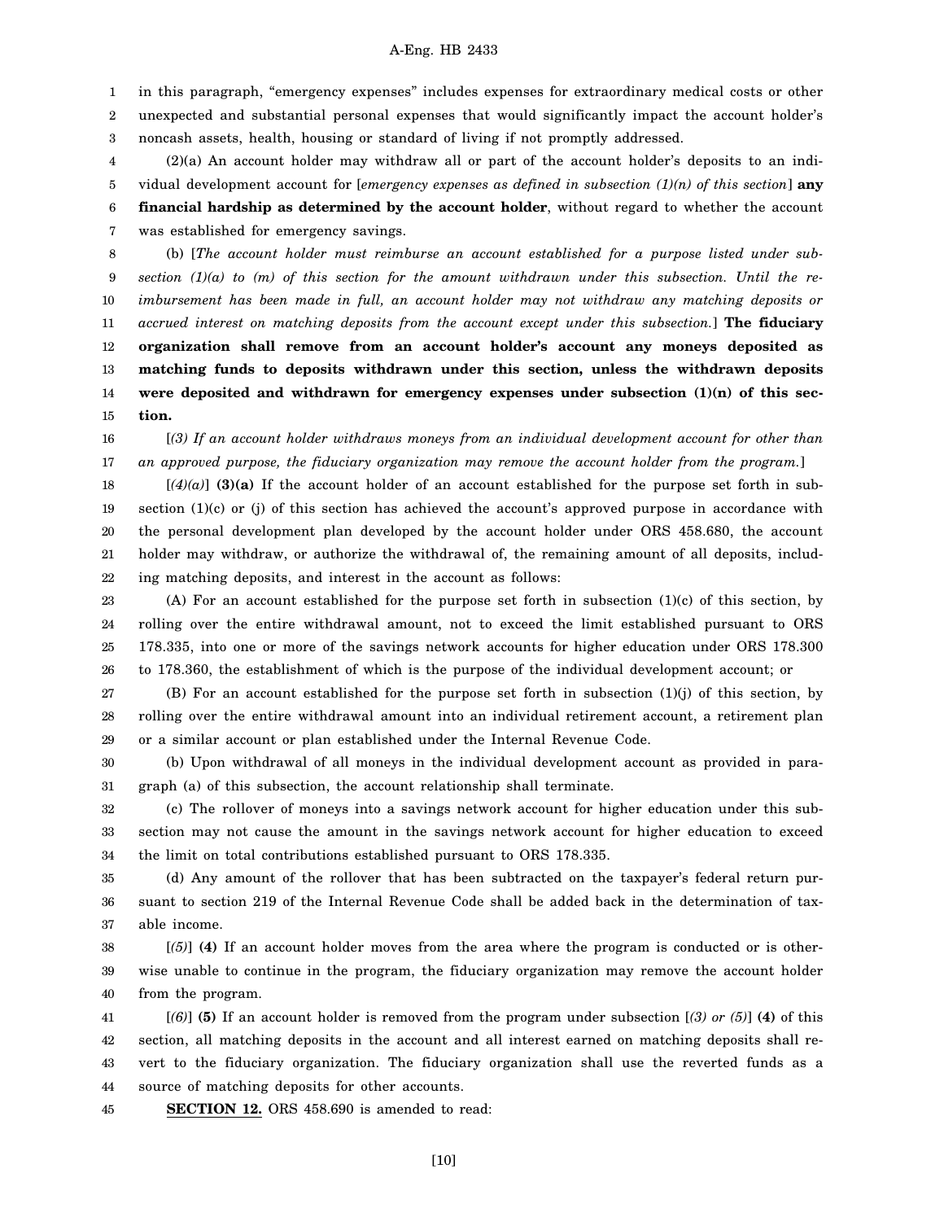in this paragraph, "emergency expenses" includes expenses for extraordinary medical costs or other unexpected and substantial personal expenses that would significantly impact the account holder's noncash assets, health, housing or standard of living if not promptly addressed.

(2)(a) An account holder may withdraw all or part of the account holder's deposits to an individual development account for [*emergency expenses as defined in subsection (1)(n) of this section*] **any financial hardship as determined by the account holder**, without regard to whether the account was established for emergency savings.

(b) [*The account holder must reimburse an account established for a purpose listed under subsection (1)(a) to (m) of this section for the amount withdrawn under this subsection. Until the reimbursement has been made in full, an account holder may not withdraw any matching deposits or accrued interest on matching deposits from the account except under this subsection.*] **The fiduciary organization shall remove from an account holder's account any moneys deposited as matching funds to deposits withdrawn under this section, unless the withdrawn deposits were deposited and withdrawn for emergency expenses under subsection (1)(n) of this section.**

[*(3) If an account holder withdraws moneys from an individual development account for other than an approved purpose, the fiduciary organization may remove the account holder from the program.*]

[*(4)(a)*] **(3)(a)** If the account holder of an account established for the purpose set forth in subsection (1)(c) or (j) of this section has achieved the account's approved purpose in accordance with the personal development plan developed by the account holder under ORS 458.680, the account holder may withdraw, or authorize the withdrawal of, the remaining amount of all deposits, including matching deposits, and interest in the account as follows:

(A) For an account established for the purpose set forth in subsection (1)(c) of this section, by rolling over the entire withdrawal amount, not to exceed the limit established pursuant to ORS 178.335, into one or more of the savings network accounts for higher education under ORS 178.300 to 178.360, the establishment of which is the purpose of the individual development account; or

(B) For an account established for the purpose set forth in subsection (1)(j) of this section, by rolling over the entire withdrawal amount into an individual retirement account, a retirement plan or a similar account or plan established under the Internal Revenue Code.

(b) Upon withdrawal of all moneys in the individual development account as provided in paragraph (a) of this subsection, the account relationship shall terminate.

(c) The rollover of moneys into a savings network account for higher education under this subsection may not cause the amount in the savings network account for higher education to exceed the limit on total contributions established pursuant to ORS 178.335.

(d) Any amount of the rollover that has been subtracted on the taxpayer's federal return pursuant to section 219 of the Internal Revenue Code shall be added back in the determination of taxable income.

[*(5)*] **(4)** If an account holder moves from the area where the program is conducted or is otherwise unable to continue in the program, the fiduciary organization may remove the account holder from the program.

[*(6)*] **(5)** If an account holder is removed from the program under subsection [*(3) or (5)*] **(4)** of this section, all matching deposits in the account and all interest earned on matching deposits shall revert to the fiduciary organization. The fiduciary organization shall use the reverted funds as a source of matching deposits for other accounts.

**SECTION 12.** ORS 458.690 is amended to read: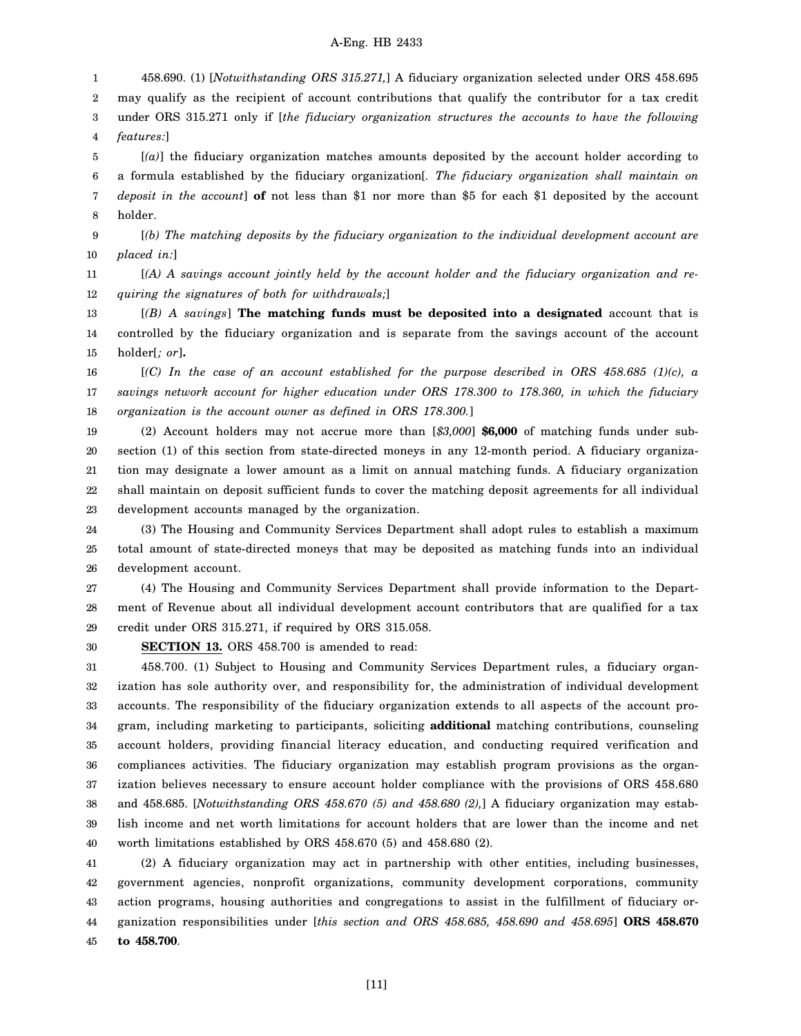458.690. (1) [*Notwithstanding ORS 315.271,*] A fiduciary organization selected under ORS 458.695 may qualify as the recipient of account contributions that qualify the contributor for a tax credit under ORS 315.271 only if [*the fiduciary organization structures the accounts to have the following features:*]

[*(a)*] the fiduciary organization matches amounts deposited by the account holder according to a formula established by the fiduciary organization[*. The fiduciary organization shall maintain on deposit in the account*] **of** not less than $1 nor more than $5 for each $1 deposited by the account holder.

[*(b) The matching deposits by the fiduciary organization to the individual development account are placed in:*]

[*(A) A savings account jointly held by the account holder and the fiduciary organization and requiring the signatures of both for withdrawals;*]

[*(B) A savings*] **The matching funds must be deposited into a designated** account that is controlled by the fiduciary organization and is separate from the savings account of the account holder[*; or*]**.**

[*(C) In the case of an account established for the purpose described in ORS 458.685 (1)(c), a savings network account for higher education under ORS 178.300 to 178.360, in which the fiduciary organization is the account owner as defined in ORS 178.300.*]

(2) Account holders may not accrue more than [*$3,000*] **$6,000** of matching funds under subsection (1) of this section from state-directed moneys in any 12-month period. A fiduciary organization may designate a lower amount as a limit on annual matching funds. A fiduciary organization shall maintain on deposit sufficient funds to cover the matching deposit agreements for all individual development accounts managed by the organization.

(3) The Housing and Community Services Department shall adopt rules to establish a maximum total amount of state-directed moneys that may be deposited as matching funds into an individual development account.

(4) The Housing and Community Services Department shall provide information to the Department of Revenue about all individual development account contributors that are qualified for a tax credit under ORS 315.271, if required by ORS 315.058.

**SECTION 13.** ORS 458.700 is amended to read:

458.700. (1) Subject to Housing and Community Services Department rules, a fiduciary organization has sole authority over, and responsibility for, the administration of individual development accounts. The responsibility of the fiduciary organization extends to all aspects of the account program, including marketing to participants, soliciting **additional** matching contributions, counseling account holders, providing financial literacy education, and conducting required verification and compliances activities. The fiduciary organization may establish program provisions as the organization believes necessary to ensure account holder compliance with the provisions of ORS 458.680 and 458.685. [*Notwithstanding ORS 458.670 (5) and 458.680 (2),*] A fiduciary organization may establish income and net worth limitations for account holders that are lower than the income and net worth limitations established by ORS 458.670 (5) and 458.680 (2).

(2) A fiduciary organization may act in partnership with other entities, including businesses, government agencies, nonprofit organizations, community development corporations, community action programs, housing authorities and congregations to assist in the fulfillment of fiduciary organization responsibilities under [*this section and ORS 458.685, 458.690 and 458.695*] **ORS 458.670 to 458.700**.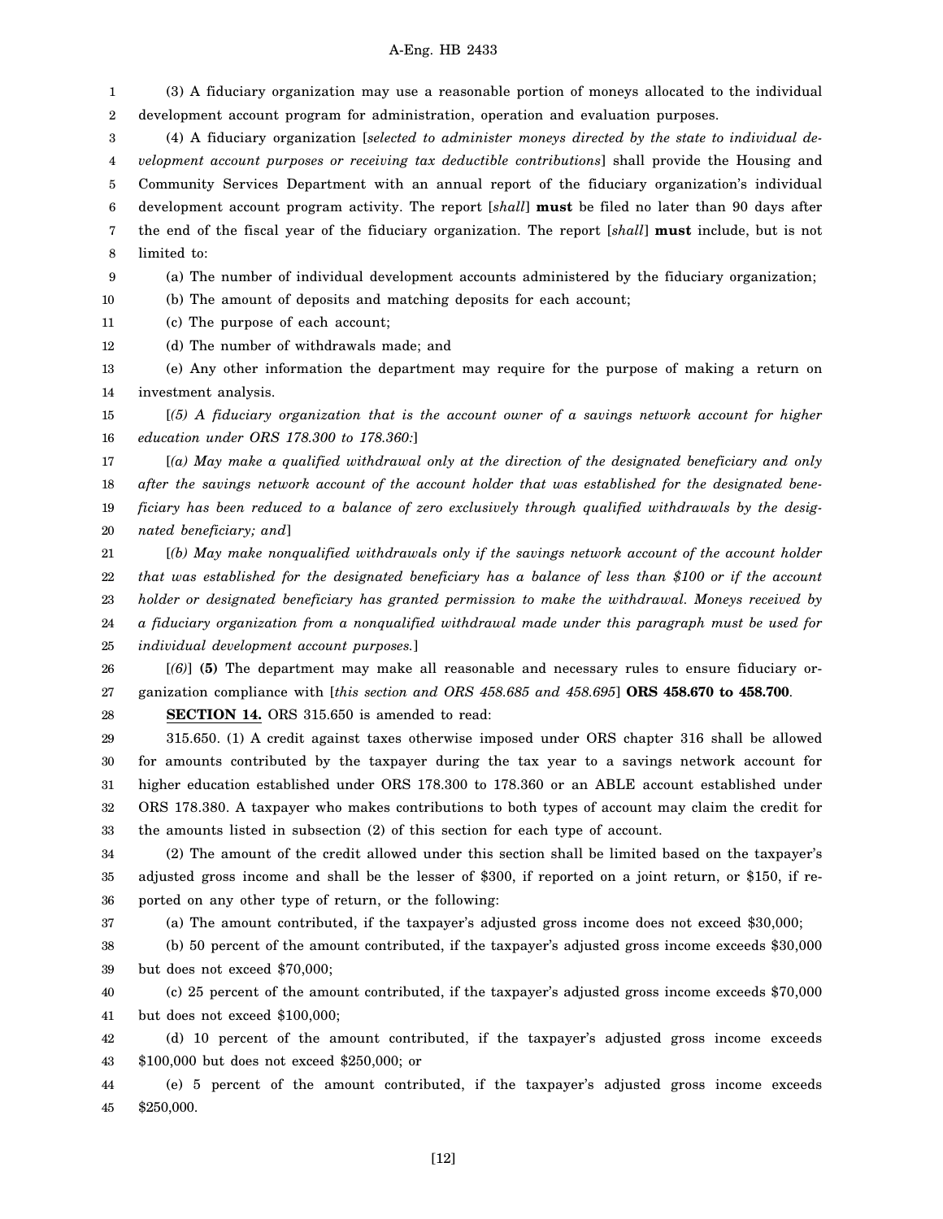(3) A fiduciary organization may use a reasonable portion of moneys allocated to the individual development account program for administration, operation and evaluation purposes.

(4) A fiduciary organization [*selected to administer moneys directed by the state to individual development account purposes or receiving tax deductible contributions*] shall provide the Housing and Community Services Department with an annual report of the fiduciary organization's individual development account program activity. The report [*shall*] **must** be filed no later than 90 days after the end of the fiscal year of the fiduciary organization. The report [*shall*] **must** include, but is not limited to:

(a) The number of individual development accounts administered by the fiduciary organization;

(b) The amount of deposits and matching deposits for each account;

(c) The purpose of each account;

(d) The number of withdrawals made; and

(e) Any other information the department may require for the purpose of making a return on investment analysis.

[*(5) A fiduciary organization that is the account owner of a savings network account for higher education under ORS 178.300 to 178.360:*]

[*(a) May make a qualified withdrawal only at the direction of the designated beneficiary and only after the savings network account of the account holder that was established for the designated beneficiary has been reduced to a balance of zero exclusively through qualified withdrawals by the designated beneficiary; and*]

[*(b) May make nonqualified withdrawals only if the savings network account of the account holder that was established for the designated beneficiary has a balance of less than $100 or if the account holder or designated beneficiary has granted permission to make the withdrawal. Moneys received by a fiduciary organization from a nonqualified withdrawal made under this paragraph must be used for individual development account purposes.*]

[*(6)*] **(5)** The department may make all reasonable and necessary rules to ensure fiduciary organization compliance with [*this section and ORS 458.685 and 458.695*] **ORS 458.670 to 458.700**.

**SECTION 14.** ORS 315.650 is amended to read:

315.650. (1) A credit against taxes otherwise imposed under ORS chapter 316 shall be allowed for amounts contributed by the taxpayer during the tax year to a savings network account for higher education established under ORS 178.300 to 178.360 or an ABLE account established under ORS 178.380. A taxpayer who makes contributions to both types of account may claim the credit for the amounts listed in subsection (2) of this section for each type of account.

(2) The amount of the credit allowed under this section shall be limited based on the taxpayer's adjusted gross income and shall be the lesser of $300, if reported on a joint return, or $150, if reported on any other type of return, or the following:

(a) The amount contributed, if the taxpayer's adjusted gross income does not exceed $30,000;

(b) 50 percent of the amount contributed, if the taxpayer's adjusted gross income exceeds $30,000 but does not exceed $70,000;

(c) 25 percent of the amount contributed, if the taxpayer's adjusted gross income exceeds $70,000 but does not exceed $100,000;

(d) 10 percent of the amount contributed, if the taxpayer's adjusted gross income exceeds $100,000 but does not exceed $250,000; or

(e) 5 percent of the amount contributed, if the taxpayer's adjusted gross income exceeds $250,000.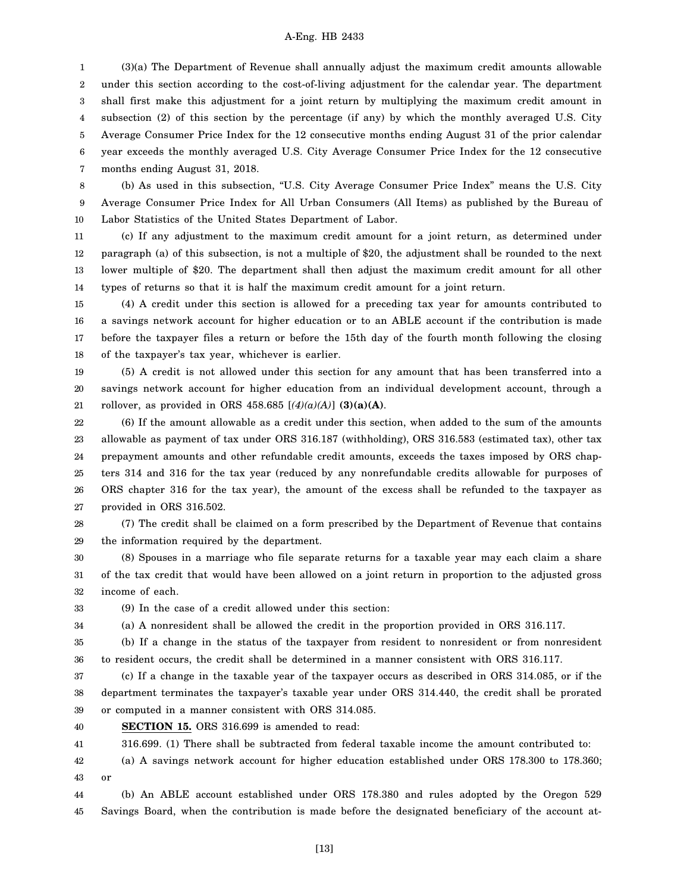(3)(a) The Department of Revenue shall annually adjust the maximum credit amounts allowable under this section according to the cost-of-living adjustment for the calendar year. The department shall first make this adjustment for a joint return by multiplying the maximum credit amount in subsection (2) of this section by the percentage (if any) by which the monthly averaged U.S. City Average Consumer Price Index for the 12 consecutive months ending August 31 of the prior calendar year exceeds the monthly averaged U.S. City Average Consumer Price Index for the 12 consecutive months ending August 31, 2018.

(b) As used in this subsection, "U.S. City Average Consumer Price Index" means the U.S. City Average Consumer Price Index for All Urban Consumers (All Items) as published by the Bureau of Labor Statistics of the United States Department of Labor.

(c) If any adjustment to the maximum credit amount for a joint return, as determined under paragraph (a) of this subsection, is not a multiple of $20, the adjustment shall be rounded to the next lower multiple of $20. The department shall then adjust the maximum credit amount for all other types of returns so that it is half the maximum credit amount for a joint return.

(4) A credit under this section is allowed for a preceding tax year for amounts contributed to a savings network account for higher education or to an ABLE account if the contribution is made before the taxpayer files a return or before the 15th day of the fourth month following the closing of the taxpayer's tax year, whichever is earlier.

(5) A credit is not allowed under this section for any amount that has been transferred into a savings network account for higher education from an individual development account, through a rollover, as provided in ORS 458.685 [*(4)(a)(A)*] **(3)(a)(A)**.

(6) If the amount allowable as a credit under this section, when added to the sum of the amounts allowable as payment of tax under ORS 316.187 (withholding), ORS 316.583 (estimated tax), other tax prepayment amounts and other refundable credit amounts, exceeds the taxes imposed by ORS chapters 314 and 316 for the tax year (reduced by any nonrefundable credits allowable for purposes of ORS chapter 316 for the tax year), the amount of the excess shall be refunded to the taxpayer as provided in ORS 316.502.

(7) The credit shall be claimed on a form prescribed by the Department of Revenue that contains the information required by the department.

(8) Spouses in a marriage who file separate returns for a taxable year may each claim a share of the tax credit that would have been allowed on a joint return in proportion to the adjusted gross income of each.

(9) In the case of a credit allowed under this section:

(a) A nonresident shall be allowed the credit in the proportion provided in ORS 316.117.

(b) If a change in the status of the taxpayer from resident to nonresident or from nonresident to resident occurs, the credit shall be determined in a manner consistent with ORS 316.117.

(c) If a change in the taxable year of the taxpayer occurs as described in ORS 314.085, or if the department terminates the taxpayer's taxable year under ORS 314.440, the credit shall be prorated or computed in a manner consistent with ORS 314.085.

**SECTION 15.** ORS 316.699 is amended to read:

316.699. (1) There shall be subtracted from federal taxable income the amount contributed to:

(a) A savings network account for higher education established under ORS 178.300 to 178.360; or

(b) An ABLE account established under ORS 178.380 and rules adopted by the Oregon 529 Savings Board, when the contribution is made before the designated beneficiary of the account at-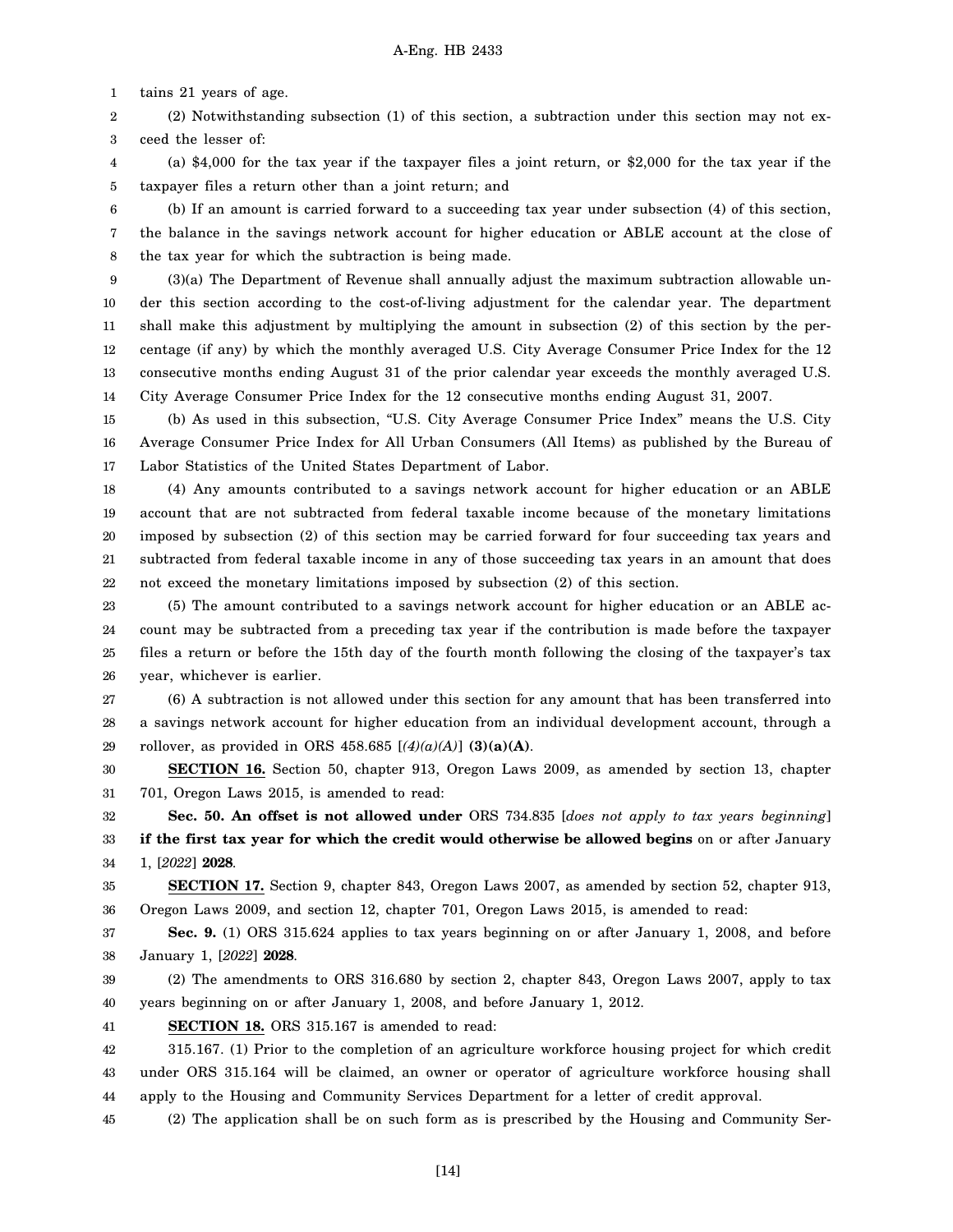tains 21 years of age.

(2) Notwithstanding subsection (1) of this section, a subtraction under this section may not exceed the lesser of:

(a) $4,000 for the tax year if the taxpayer files a joint return, or $2,000 for the tax year if the taxpayer files a return other than a joint return; and

(b) If an amount is carried forward to a succeeding tax year under subsection (4) of this section, the balance in the savings network account for higher education or ABLE account at the close of the tax year for which the subtraction is being made.

(3)(a) The Department of Revenue shall annually adjust the maximum subtraction allowable under this section according to the cost-of-living adjustment for the calendar year. The department shall make this adjustment by multiplying the amount in subsection (2) of this section by the percentage (if any) by which the monthly averaged U.S. City Average Consumer Price Index for the 12 consecutive months ending August 31 of the prior calendar year exceeds the monthly averaged U.S. City Average Consumer Price Index for the 12 consecutive months ending August 31, 2007.

(b) As used in this subsection, "U.S. City Average Consumer Price Index" means the U.S. City Average Consumer Price Index for All Urban Consumers (All Items) as published by the Bureau of Labor Statistics of the United States Department of Labor.

(4) Any amounts contributed to a savings network account for higher education or an ABLE account that are not subtracted from federal taxable income because of the monetary limitations imposed by subsection (2) of this section may be carried forward for four succeeding tax years and subtracted from federal taxable income in any of those succeeding tax years in an amount that does not exceed the monetary limitations imposed by subsection (2) of this section.

(5) The amount contributed to a savings network account for higher education or an ABLE account may be subtracted from a preceding tax year if the contribution is made before the taxpayer files a return or before the 15th day of the fourth month following the closing of the taxpayer's tax year, whichever is earlier.

(6) A subtraction is not allowed under this section for any amount that has been transferred into a savings network account for higher education from an individual development account, through a rollover, as provided in ORS 458.685 [*(4)(a)(A)*] **(3)(a)(A)**.

**SECTION 16.** Section 50, chapter 913, Oregon Laws 2009, as amended by section 13, chapter 701, Oregon Laws 2015, is amended to read:

**Sec. 50. An offset is not allowed under** ORS 734.835 [*does not apply to tax years beginning*] **if the first tax year for which the credit would otherwise be allowed begins** on or after January 1, [*2022*] **2028**.

**SECTION 17.** Section 9, chapter 843, Oregon Laws 2007, as amended by section 52, chapter 913, Oregon Laws 2009, and section 12, chapter 701, Oregon Laws 2015, is amended to read:

**Sec. 9.** (1) ORS 315.624 applies to tax years beginning on or after January 1, 2008, and before January 1, [*2022*] **2028**.

(2) The amendments to ORS 316.680 by section 2, chapter 843, Oregon Laws 2007, apply to tax years beginning on or after January 1, 2008, and before January 1, 2012.

**SECTION 18.** ORS 315.167 is amended to read:

315.167. (1) Prior to the completion of an agriculture workforce housing project for which credit under ORS 315.164 will be claimed, an owner or operator of agriculture workforce housing shall apply to the Housing and Community Services Department for a letter of credit approval.

(2) The application shall be on such form as is prescribed by the Housing and Community Ser-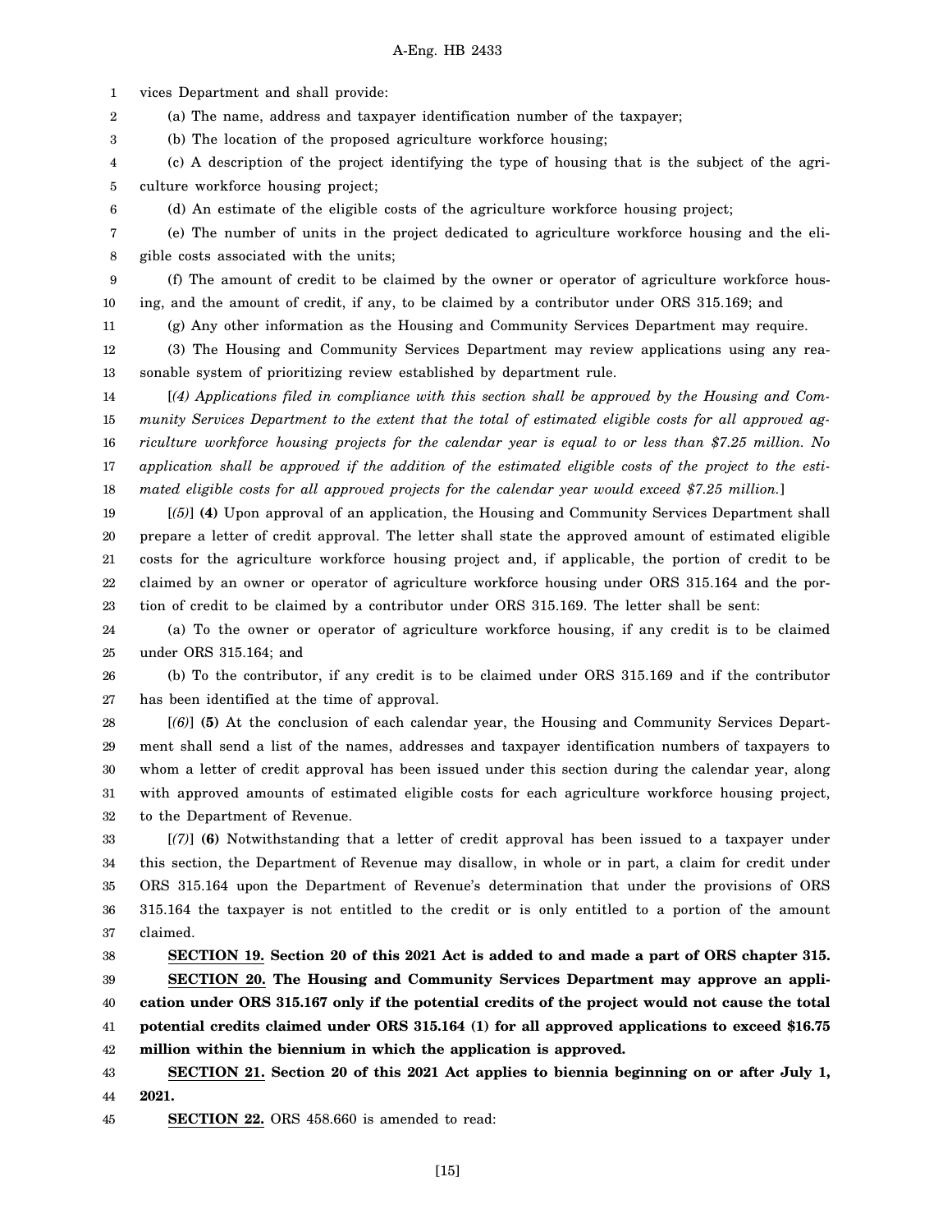vices Department and shall provide:

(a) The name, address and taxpayer identification number of the taxpayer;

(b) The location of the proposed agriculture workforce housing;

(c) A description of the project identifying the type of housing that is the subject of the agriculture workforce housing project;

(d) An estimate of the eligible costs of the agriculture workforce housing project;

(e) The number of units in the project dedicated to agriculture workforce housing and the eligible costs associated with the units;

(f) The amount of credit to be claimed by the owner or operator of agriculture workforce housing, and the amount of credit, if any, to be claimed by a contributor under ORS 315.169; and

(g) Any other information as the Housing and Community Services Department may require.

(3) The Housing and Community Services Department may review applications using any reasonable system of prioritizing review established by department rule.

[*(4) Applications filed in compliance with this section shall be approved by the Housing and Community Services Department to the extent that the total of estimated eligible costs for all approved agriculture workforce housing projects for the calendar year is equal to or less than $7.25 million. No application shall be approved if the addition of the estimated eligible costs of the project to the estimated eligible costs for all approved projects for the calendar year would exceed $7.25 million.*]

[*(5)*] **(4)** Upon approval of an application, the Housing and Community Services Department shall prepare a letter of credit approval. The letter shall state the approved amount of estimated eligible costs for the agriculture workforce housing project and, if applicable, the portion of credit to be claimed by an owner or operator of agriculture workforce housing under ORS 315.164 and the portion of credit to be claimed by a contributor under ORS 315.169. The letter shall be sent:

(a) To the owner or operator of agriculture workforce housing, if any credit is to be claimed under ORS 315.164; and

(b) To the contributor, if any credit is to be claimed under ORS 315.169 and if the contributor has been identified at the time of approval.

[*(6)*] **(5)** At the conclusion of each calendar year, the Housing and Community Services Department shall send a list of the names, addresses and taxpayer identification numbers of taxpayers to whom a letter of credit approval has been issued under this section during the calendar year, along with approved amounts of estimated eligible costs for each agriculture workforce housing project, to the Department of Revenue.

[*(7)*] **(6)** Notwithstanding that a letter of credit approval has been issued to a taxpayer under this section, the Department of Revenue may disallow, in whole or in part, a claim for credit under ORS 315.164 upon the Department of Revenue's determination that under the provisions of ORS 315.164 the taxpayer is not entitled to the credit or is only entitled to a portion of the amount claimed.

**SECTION 19. Section 20 of this 2021 Act is added to and made a part of ORS chapter 315.**

**SECTION 20. The Housing and Community Services Department may approve an application under ORS 315.167 only if the potential credits of the project would not cause the total potential credits claimed under ORS 315.164 (1) for all approved applications to exceed $16.75 million within the biennium in which the application is approved.**

**SECTION 21. Section 20 of this 2021 Act applies to biennia beginning on or after July 1, 2021.**

**SECTION 22.** ORS 458.660 is amended to read: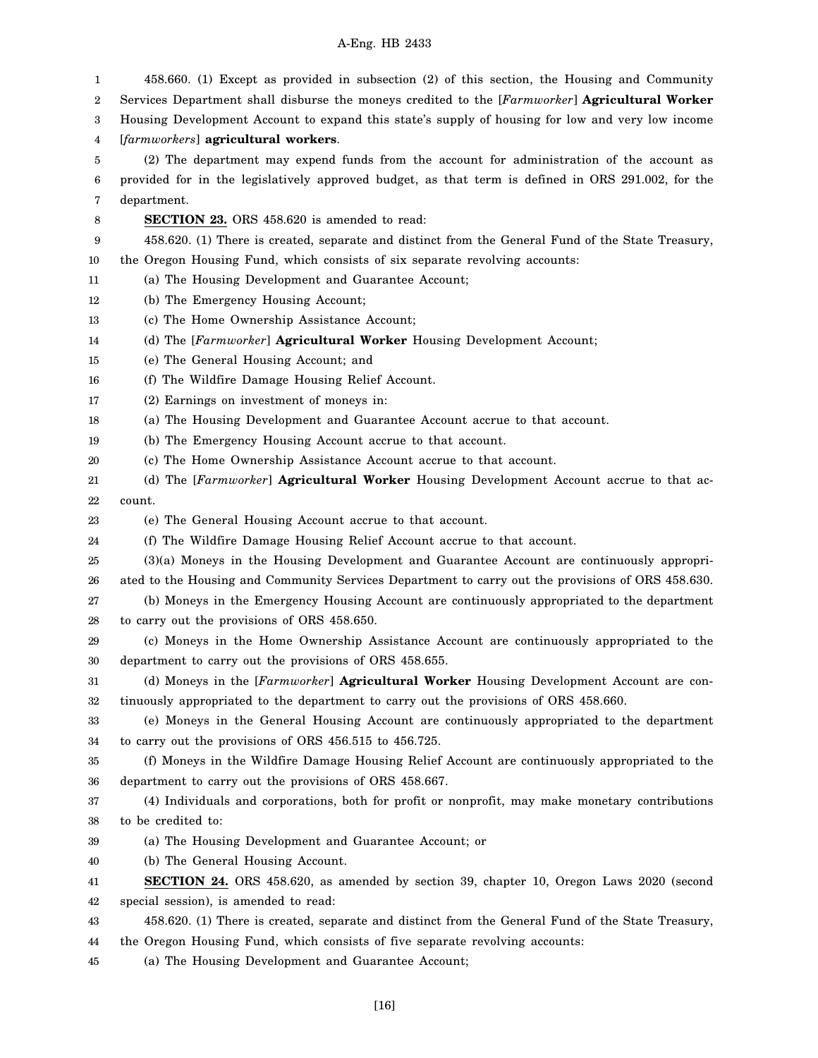458.660. (1) Except as provided in subsection (2) of this section, the Housing and Community Services Department shall disburse the moneys credited to the [*Farmworker*] **Agricultural Worker** Housing Development Account to expand this state's supply of housing for low and very low income [*farmworkers*] **agricultural workers**.

(2) The department may expend funds from the account for administration of the account as provided for in the legislatively approved budget, as that term is defined in ORS 291.002, for the department.

**SECTION 23.** ORS 458.620 is amended to read:

458.620. (1) There is created, separate and distinct from the General Fund of the State Treasury, the Oregon Housing Fund, which consists of six separate revolving accounts:

(a) The Housing Development and Guarantee Account;

(b) The Emergency Housing Account;

(c) The Home Ownership Assistance Account;

(d) The [*Farmworker*] **Agricultural Worker** Housing Development Account;

(e) The General Housing Account; and

(f) The Wildfire Damage Housing Relief Account.

(2) Earnings on investment of moneys in:

(a) The Housing Development and Guarantee Account accrue to that account.

(b) The Emergency Housing Account accrue to that account.

(c) The Home Ownership Assistance Account accrue to that account.

(d) The [*Farmworker*] **Agricultural Worker** Housing Development Account accrue to that account.

(e) The General Housing Account accrue to that account.

(f) The Wildfire Damage Housing Relief Account accrue to that account.

(3)(a) Moneys in the Housing Development and Guarantee Account are continuously appropriated to the Housing and Community Services Department to carry out the provisions of ORS 458.630.

(b) Moneys in the Emergency Housing Account are continuously appropriated to the department to carry out the provisions of ORS 458.650.

(c) Moneys in the Home Ownership Assistance Account are continuously appropriated to the department to carry out the provisions of ORS 458.655.

(d) Moneys in the [*Farmworker*] **Agricultural Worker** Housing Development Account are continuously appropriated to the department to carry out the provisions of ORS 458.660.

(e) Moneys in the General Housing Account are continuously appropriated to the department to carry out the provisions of ORS 456.515 to 456.725.

(f) Moneys in the Wildfire Damage Housing Relief Account are continuously appropriated to the department to carry out the provisions of ORS 458.667.

(4) Individuals and corporations, both for profit or nonprofit, may make monetary contributions to be credited to:

(a) The Housing Development and Guarantee Account; or

(b) The General Housing Account.

**SECTION 24.** ORS 458.620, as amended by section 39, chapter 10, Oregon Laws 2020 (second special session), is amended to read:

458.620. (1) There is created, separate and distinct from the General Fund of the State Treasury, the Oregon Housing Fund, which consists of five separate revolving accounts:

(a) The Housing Development and Guarantee Account;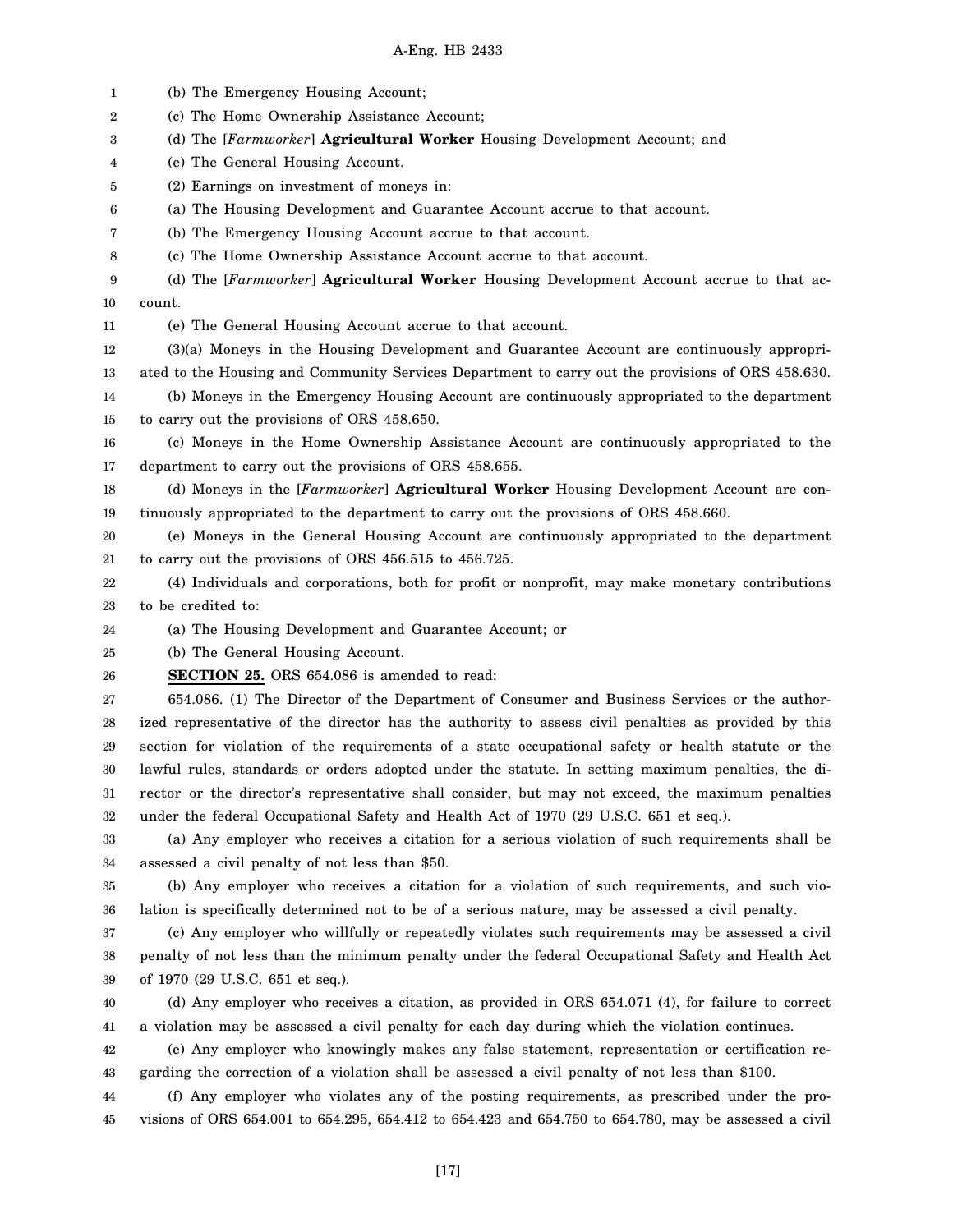(b) The Emergency Housing Account;

(c) The Home Ownership Assistance Account;

(d) The [*Farmworker*] **Agricultural Worker** Housing Development Account; and

(e) The General Housing Account.

(2) Earnings on investment of moneys in:

(a) The Housing Development and Guarantee Account accrue to that account.

(b) The Emergency Housing Account accrue to that account.

(c) The Home Ownership Assistance Account accrue to that account.

(d) The [*Farmworker*] **Agricultural Worker** Housing Development Account accrue to that account.

(e) The General Housing Account accrue to that account.

(3)(a) Moneys in the Housing Development and Guarantee Account are continuously appropriated to the Housing and Community Services Department to carry out the provisions of ORS 458.630.

(b) Moneys in the Emergency Housing Account are continuously appropriated to the department to carry out the provisions of ORS 458.650.

(c) Moneys in the Home Ownership Assistance Account are continuously appropriated to the department to carry out the provisions of ORS 458.655.

(d) Moneys in the [*Farmworker*] **Agricultural Worker** Housing Development Account are continuously appropriated to the department to carry out the provisions of ORS 458.660.

(e) Moneys in the General Housing Account are continuously appropriated to the department to carry out the provisions of ORS 456.515 to 456.725.

(4) Individuals and corporations, both for profit or nonprofit, may make monetary contributions to be credited to:

(a) The Housing Development and Guarantee Account; or

(b) The General Housing Account.

**SECTION 25.** ORS 654.086 is amended to read:

654.086. (1) The Director of the Department of Consumer and Business Services or the authorized representative of the director has the authority to assess civil penalties as provided by this section for violation of the requirements of a state occupational safety or health statute or the lawful rules, standards or orders adopted under the statute. In setting maximum penalties, the director or the director's representative shall consider, but may not exceed, the maximum penalties under the federal Occupational Safety and Health Act of 1970 (29 U.S.C. 651 et seq.).

(a) Any employer who receives a citation for a serious violation of such requirements shall be assessed a civil penalty of not less than $50.

(b) Any employer who receives a citation for a violation of such requirements, and such violation is specifically determined not to be of a serious nature, may be assessed a civil penalty.

(c) Any employer who willfully or repeatedly violates such requirements may be assessed a civil penalty of not less than the minimum penalty under the federal Occupational Safety and Health Act of 1970 (29 U.S.C. 651 et seq.).

(d) Any employer who receives a citation, as provided in ORS 654.071 (4), for failure to correct a violation may be assessed a civil penalty for each day during which the violation continues.

(e) Any employer who knowingly makes any false statement, representation or certification regarding the correction of a violation shall be assessed a civil penalty of not less than $100.

(f) Any employer who violates any of the posting requirements, as prescribed under the provisions of ORS 654.001 to 654.295, 654.412 to 654.423 and 654.750 to 654.780, may be assessed a civil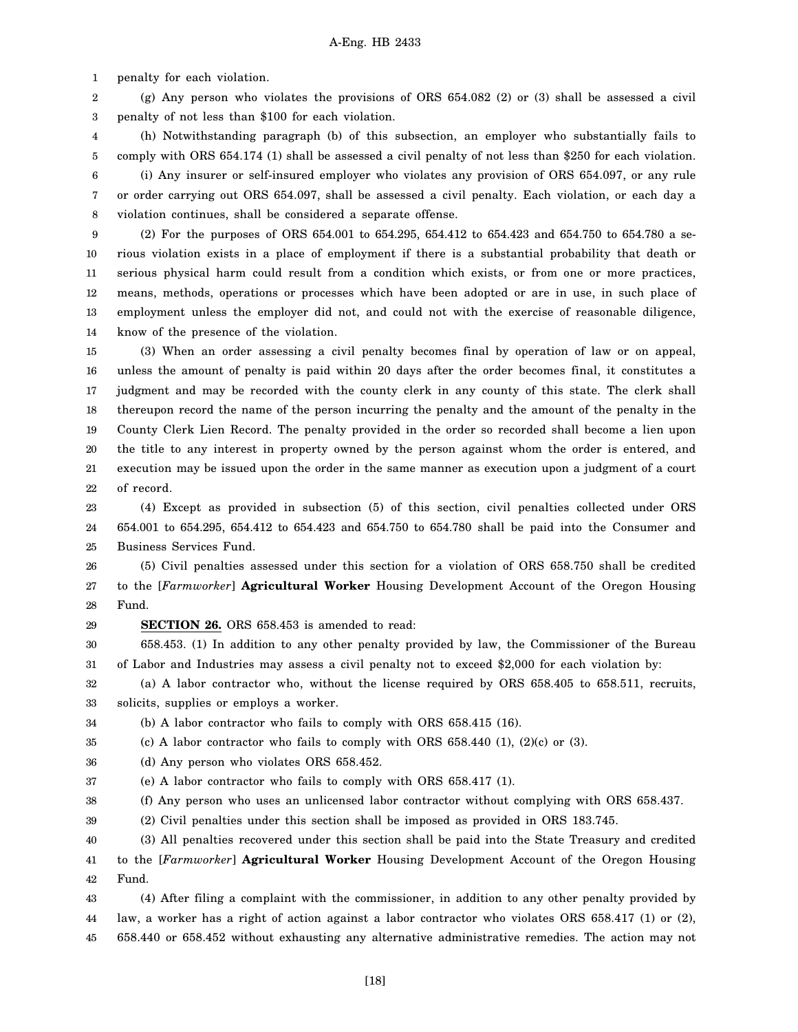penalty for each violation.

(g) Any person who violates the provisions of ORS 654.082 (2) or (3) shall be assessed a civil penalty of not less than $100 for each violation.

(h) Notwithstanding paragraph (b) of this subsection, an employer who substantially fails to comply with ORS 654.174 (1) shall be assessed a civil penalty of not less than $250 for each violation.

(i) Any insurer or self-insured employer who violates any provision of ORS 654.097, or any rule or order carrying out ORS 654.097, shall be assessed a civil penalty. Each violation, or each day a violation continues, shall be considered a separate offense.

(2) For the purposes of ORS 654.001 to 654.295, 654.412 to 654.423 and 654.750 to 654.780 a serious violation exists in a place of employment if there is a substantial probability that death or serious physical harm could result from a condition which exists, or from one or more practices, means, methods, operations or processes which have been adopted or are in use, in such place of employment unless the employer did not, and could not with the exercise of reasonable diligence, know of the presence of the violation.

(3) When an order assessing a civil penalty becomes final by operation of law or on appeal, unless the amount of penalty is paid within 20 days after the order becomes final, it constitutes a judgment and may be recorded with the county clerk in any county of this state. The clerk shall thereupon record the name of the person incurring the penalty and the amount of the penalty in the County Clerk Lien Record. The penalty provided in the order so recorded shall become a lien upon the title to any interest in property owned by the person against whom the order is entered, and execution may be issued upon the order in the same manner as execution upon a judgment of a court of record.

(4) Except as provided in subsection (5) of this section, civil penalties collected under ORS 654.001 to 654.295, 654.412 to 654.423 and 654.750 to 654.780 shall be paid into the Consumer and Business Services Fund.

(5) Civil penalties assessed under this section for a violation of ORS 658.750 shall be credited to the [*Farmworker*] **Agricultural Worker** Housing Development Account of the Oregon Housing Fund.

**SECTION 26.** ORS 658.453 is amended to read:

658.453. (1) In addition to any other penalty provided by law, the Commissioner of the Bureau of Labor and Industries may assess a civil penalty not to exceed $2,000 for each violation by:

(a) A labor contractor who, without the license required by ORS 658.405 to 658.511, recruits, solicits, supplies or employs a worker.

(b) A labor contractor who fails to comply with ORS 658.415 (16).

(c) A labor contractor who fails to comply with ORS 658.440 (1), (2)(c) or (3).

(d) Any person who violates ORS 658.452.

(e) A labor contractor who fails to comply with ORS 658.417 (1).

(f) Any person who uses an unlicensed labor contractor without complying with ORS 658.437.

(2) Civil penalties under this section shall be imposed as provided in ORS 183.745.

(3) All penalties recovered under this section shall be paid into the State Treasury and credited to the [*Farmworker*] **Agricultural Worker** Housing Development Account of the Oregon Housing Fund.

(4) After filing a complaint with the commissioner, in addition to any other penalty provided by law, a worker has a right of action against a labor contractor who violates ORS 658.417 (1) or (2), 658.440 or 658.452 without exhausting any alternative administrative remedies. The action may not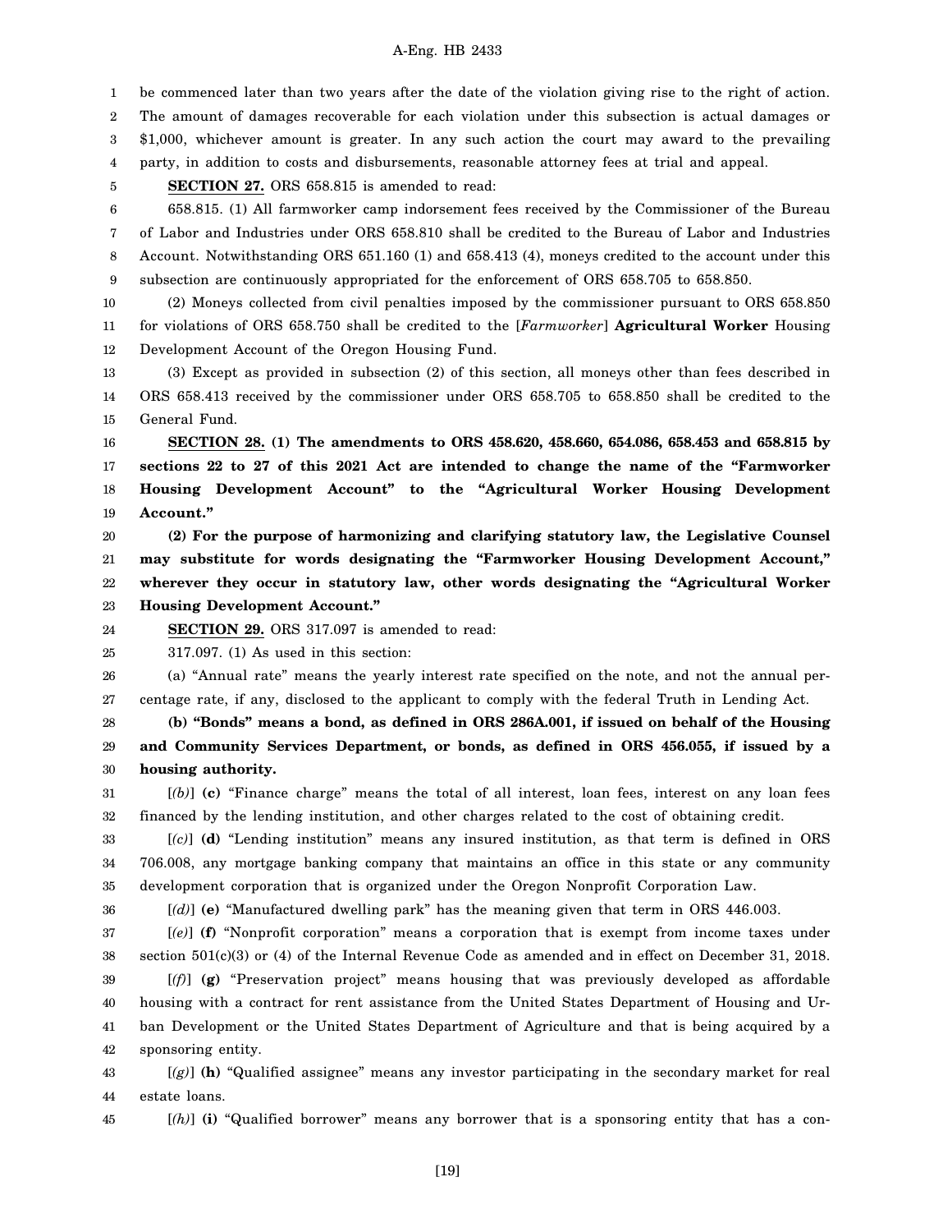be commenced later than two years after the date of the violation giving rise to the right of action. The amount of damages recoverable for each violation under this subsection is actual damages or $1,000, whichever amount is greater. In any such action the court may award to the prevailing party, in addition to costs and disbursements, reasonable attorney fees at trial and appeal.

**SECTION 27.** ORS 658.815 is amended to read:

658.815. (1) All farmworker camp indorsement fees received by the Commissioner of the Bureau of Labor and Industries under ORS 658.810 shall be credited to the Bureau of Labor and Industries Account. Notwithstanding ORS 651.160 (1) and 658.413 (4), moneys credited to the account under this subsection are continuously appropriated for the enforcement of ORS 658.705 to 658.850.

(2) Moneys collected from civil penalties imposed by the commissioner pursuant to ORS 658.850 for violations of ORS 658.750 shall be credited to the [*Farmworker*] **Agricultural Worker** Housing Development Account of the Oregon Housing Fund.

(3) Except as provided in subsection (2) of this section, all moneys other than fees described in ORS 658.413 received by the commissioner under ORS 658.705 to 658.850 shall be credited to the General Fund.

**SECTION 28. (1) The amendments to ORS 458.620, 458.660, 654.086, 658.453 and 658.815 by sections 22 to 27 of this 2021 Act are intended to change the name of the "Farmworker Housing Development Account" to the "Agricultural Worker Housing Development Account."**

**(2) For the purpose of harmonizing and clarifying statutory law, the Legislative Counsel may substitute for words designating the "Farmworker Housing Development Account," wherever they occur in statutory law, other words designating the "Agricultural Worker Housing Development Account."**

**SECTION 29.** ORS 317.097 is amended to read:

317.097. (1) As used in this section:

(a) "Annual rate" means the yearly interest rate specified on the note, and not the annual percentage rate, if any, disclosed to the applicant to comply with the federal Truth in Lending Act.

**(b) "Bonds" means a bond, as defined in ORS 286A.001, if issued on behalf of the Housing and Community Services Department, or bonds, as defined in ORS 456.055, if issued by a housing authority.**

[*(b)*] **(c)** "Finance charge" means the total of all interest, loan fees, interest on any loan fees financed by the lending institution, and other charges related to the cost of obtaining credit.

[*(c)*] **(d)** "Lending institution" means any insured institution, as that term is defined in ORS 706.008, any mortgage banking company that maintains an office in this state or any community development corporation that is organized under the Oregon Nonprofit Corporation Law.

[*(d)*] **(e)** "Manufactured dwelling park" has the meaning given that term in ORS 446.003.

[*(e)*] **(f)** "Nonprofit corporation" means a corporation that is exempt from income taxes under section 501(c)(3) or (4) of the Internal Revenue Code as amended and in effect on December 31, 2018.

[*(f)*] **(g)** "Preservation project" means housing that was previously developed as affordable housing with a contract for rent assistance from the United States Department of Housing and Urban Development or the United States Department of Agriculture and that is being acquired by a sponsoring entity.

[*(g)*] **(h)** "Qualified assignee" means any investor participating in the secondary market for real estate loans.

[*(h)*] **(i)** "Qualified borrower" means any borrower that is a sponsoring entity that has a con-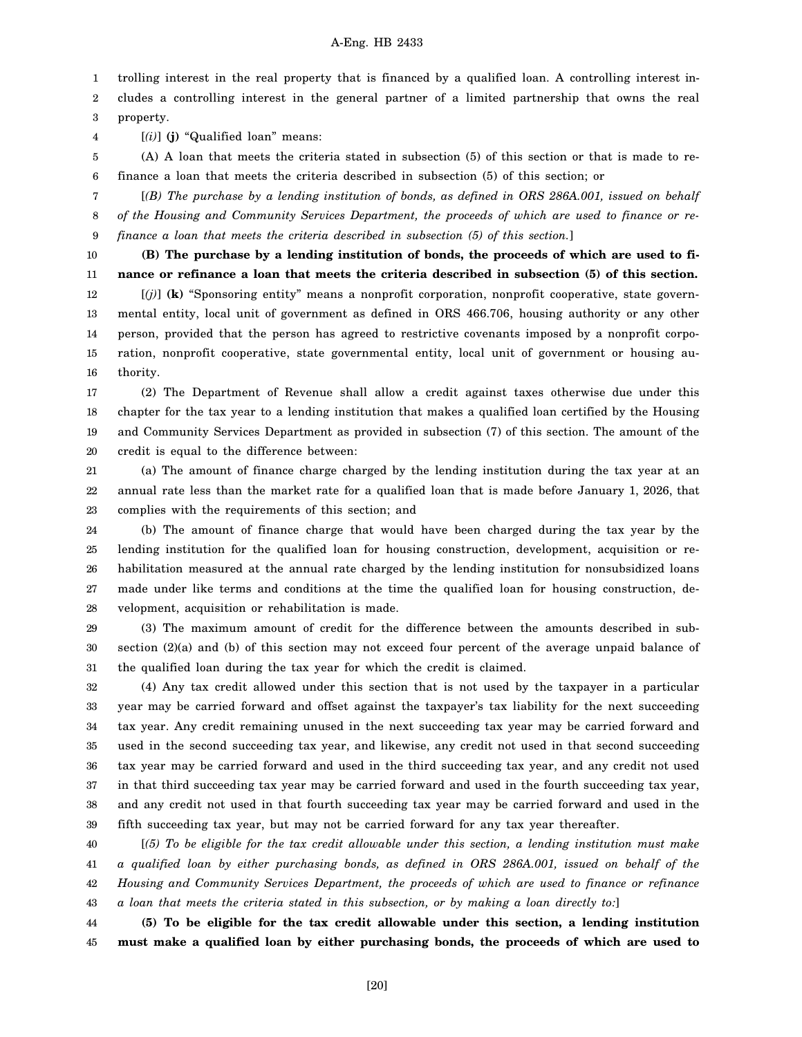trolling interest in the real property that is financed by a qualified loan. A controlling interest includes a controlling interest in the general partner of a limited partnership that owns the real property.

[*(i)*] **(j)** "Qualified loan" means:

(A) A loan that meets the criteria stated in subsection (5) of this section or that is made to refinance a loan that meets the criteria described in subsection (5) of this section; or

[*(B) The purchase by a lending institution of bonds, as defined in ORS 286A.001, issued on behalf of the Housing and Community Services Department, the proceeds of which are used to finance or refinance a loan that meets the criteria described in subsection (5) of this section.*]

**(B) The purchase by a lending institution of bonds, the proceeds of which are used to finance or refinance a loan that meets the criteria described in subsection (5) of this section.**

[*(j)*] **(k)** "Sponsoring entity" means a nonprofit corporation, nonprofit cooperative, state governmental entity, local unit of government as defined in ORS 466.706, housing authority or any other person, provided that the person has agreed to restrictive covenants imposed by a nonprofit corporation, nonprofit cooperative, state governmental entity, local unit of government or housing authority.

(2) The Department of Revenue shall allow a credit against taxes otherwise due under this chapter for the tax year to a lending institution that makes a qualified loan certified by the Housing and Community Services Department as provided in subsection (7) of this section. The amount of the credit is equal to the difference between:

(a) The amount of finance charge charged by the lending institution during the tax year at an annual rate less than the market rate for a qualified loan that is made before January 1, 2026, that complies with the requirements of this section; and

(b) The amount of finance charge that would have been charged during the tax year by the lending institution for the qualified loan for housing construction, development, acquisition or rehabilitation measured at the annual rate charged by the lending institution for nonsubsidized loans made under like terms and conditions at the time the qualified loan for housing construction, development, acquisition or rehabilitation is made.

(3) The maximum amount of credit for the difference between the amounts described in subsection (2)(a) and (b) of this section may not exceed four percent of the average unpaid balance of the qualified loan during the tax year for which the credit is claimed.

(4) Any tax credit allowed under this section that is not used by the taxpayer in a particular year may be carried forward and offset against the taxpayer's tax liability for the next succeeding tax year. Any credit remaining unused in the next succeeding tax year may be carried forward and used in the second succeeding tax year, and likewise, any credit not used in that second succeeding tax year may be carried forward and used in the third succeeding tax year, and any credit not used in that third succeeding tax year may be carried forward and used in the fourth succeeding tax year, and any credit not used in that fourth succeeding tax year may be carried forward and used in the fifth succeeding tax year, but may not be carried forward for any tax year thereafter.

[*(5) To be eligible for the tax credit allowable under this section, a lending institution must make a qualified loan by either purchasing bonds, as defined in ORS 286A.001, issued on behalf of the Housing and Community Services Department, the proceeds of which are used to finance or refinance a loan that meets the criteria stated in this subsection, or by making a loan directly to:*]

**(5) To be eligible for the tax credit allowable under this section, a lending institution must make a qualified loan by either purchasing bonds, the proceeds of which are used to**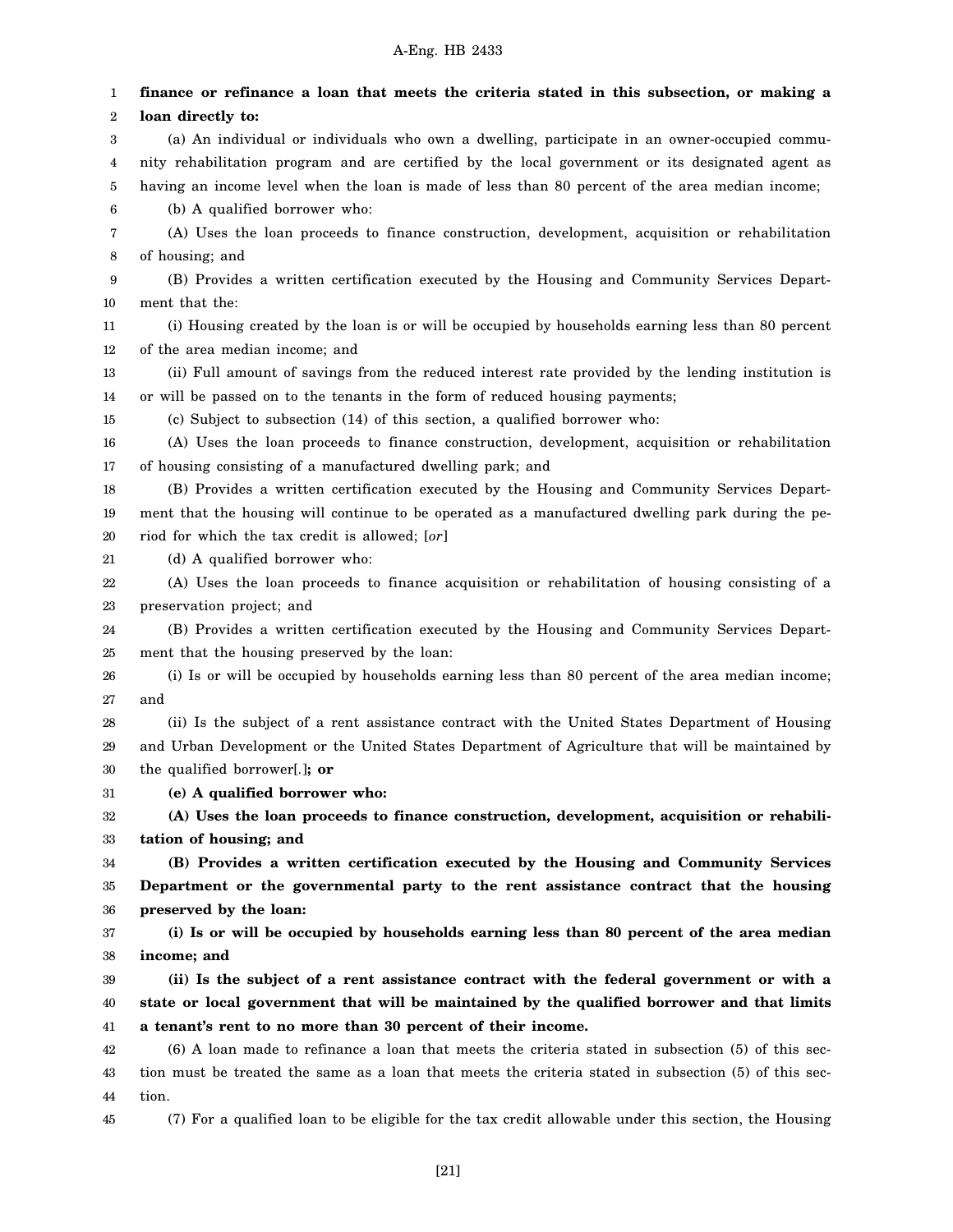**finance or refinance a loan that meets the criteria stated in this subsection, or making a loan directly to:**

(a) An individual or individuals who own a dwelling, participate in an owner-occupied community rehabilitation program and are certified by the local government or its designated agent as having an income level when the loan is made of less than 80 percent of the area median income;

(b) A qualified borrower who:

(A) Uses the loan proceeds to finance construction, development, acquisition or rehabilitation of housing; and

(B) Provides a written certification executed by the Housing and Community Services Department that the:

(i) Housing created by the loan is or will be occupied by households earning less than 80 percent of the area median income; and

(ii) Full amount of savings from the reduced interest rate provided by the lending institution is or will be passed on to the tenants in the form of reduced housing payments;

(c) Subject to subsection (14) of this section, a qualified borrower who:

(A) Uses the loan proceeds to finance construction, development, acquisition or rehabilitation of housing consisting of a manufactured dwelling park; and

(B) Provides a written certification executed by the Housing and Community Services Department that the housing will continue to be operated as a manufactured dwelling park during the period for which the tax credit is allowed; [*or*]

(d) A qualified borrower who:

(A) Uses the loan proceeds to finance acquisition or rehabilitation of housing consisting of a preservation project; and

(B) Provides a written certification executed by the Housing and Community Services Department that the housing preserved by the loan:

(i) Is or will be occupied by households earning less than 80 percent of the area median income; and

(ii) Is the subject of a rent assistance contract with the United States Department of Housing and Urban Development or the United States Department of Agriculture that will be maintained by the qualified borrower[.]**; or**

**(e) A qualified borrower who:**

**(A) Uses the loan proceeds to finance construction, development, acquisition or rehabilitation of housing; and**

**(B) Provides a written certification executed by the Housing and Community Services Department or the governmental party to the rent assistance contract that the housing preserved by the loan:**

**(i) Is or will be occupied by households earning less than 80 percent of the area median income; and**

**(ii) Is the subject of a rent assistance contract with the federal government or with a state or local government that will be maintained by the qualified borrower and that limits a tenant's rent to no more than 30 percent of their income.**

(6) A loan made to refinance a loan that meets the criteria stated in subsection (5) of this section must be treated the same as a loan that meets the criteria stated in subsection (5) of this section.

(7) For a qualified loan to be eligible for the tax credit allowable under this section, the Housing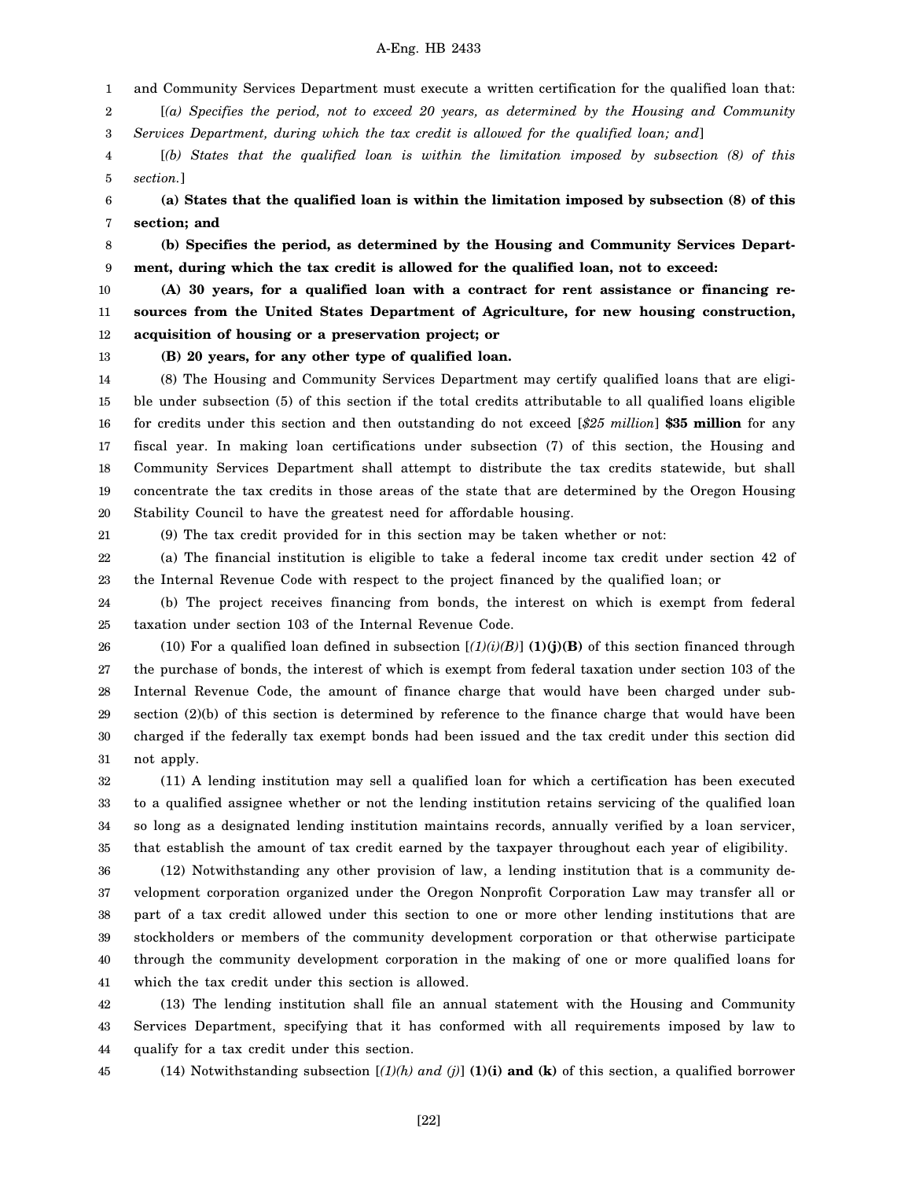and Community Services Department must execute a written certification for the qualified loan that:

[*(a) Specifies the period, not to exceed 20 years, as determined by the Housing and Community Services Department, during which the tax credit is allowed for the qualified loan; and*]

[*(b) States that the qualified loan is within the limitation imposed by subsection (8) of this section.*]

**(a) States that the qualified loan is within the limitation imposed by subsection (8) of this section; and**

**(b) Specifies the period, as determined by the Housing and Community Services Department, during which the tax credit is allowed for the qualified loan, not to exceed:**

**(A) 30 years, for a qualified loan with a contract for rent assistance or financing resources from the United States Department of Agriculture, for new housing construction, acquisition of housing or a preservation project; or**

**(B) 20 years, for any other type of qualified loan.**

(8) The Housing and Community Services Department may certify qualified loans that are eligible under subsection (5) of this section if the total credits attributable to all qualified loans eligible for credits under this section and then outstanding do not exceed [*$25 million*] **$35 million** for any fiscal year. In making loan certifications under subsection (7) of this section, the Housing and Community Services Department shall attempt to distribute the tax credits statewide, but shall concentrate the tax credits in those areas of the state that are determined by the Oregon Housing Stability Council to have the greatest need for affordable housing.

(9) The tax credit provided for in this section may be taken whether or not:

(a) The financial institution is eligible to take a federal income tax credit under section 42 of the Internal Revenue Code with respect to the project financed by the qualified loan; or

(b) The project receives financing from bonds, the interest on which is exempt from federal taxation under section 103 of the Internal Revenue Code.

(10) For a qualified loan defined in subsection [*(1)(i)(B)*] **(1)(j)(B)** of this section financed through the purchase of bonds, the interest of which is exempt from federal taxation under section 103 of the Internal Revenue Code, the amount of finance charge that would have been charged under subsection (2)(b) of this section is determined by reference to the finance charge that would have been charged if the federally tax exempt bonds had been issued and the tax credit under this section did not apply.

(11) A lending institution may sell a qualified loan for which a certification has been executed to a qualified assignee whether or not the lending institution retains servicing of the qualified loan so long as a designated lending institution maintains records, annually verified by a loan servicer, that establish the amount of tax credit earned by the taxpayer throughout each year of eligibility.

(12) Notwithstanding any other provision of law, a lending institution that is a community development corporation organized under the Oregon Nonprofit Corporation Law may transfer all or part of a tax credit allowed under this section to one or more other lending institutions that are stockholders or members of the community development corporation or that otherwise participate through the community development corporation in the making of one or more qualified loans for which the tax credit under this section is allowed.

(13) The lending institution shall file an annual statement with the Housing and Community Services Department, specifying that it has conformed with all requirements imposed by law to qualify for a tax credit under this section.

(14) Notwithstanding subsection [*(1)(h) and (j)*] **(1)(i) and (k)** of this section, a qualified borrower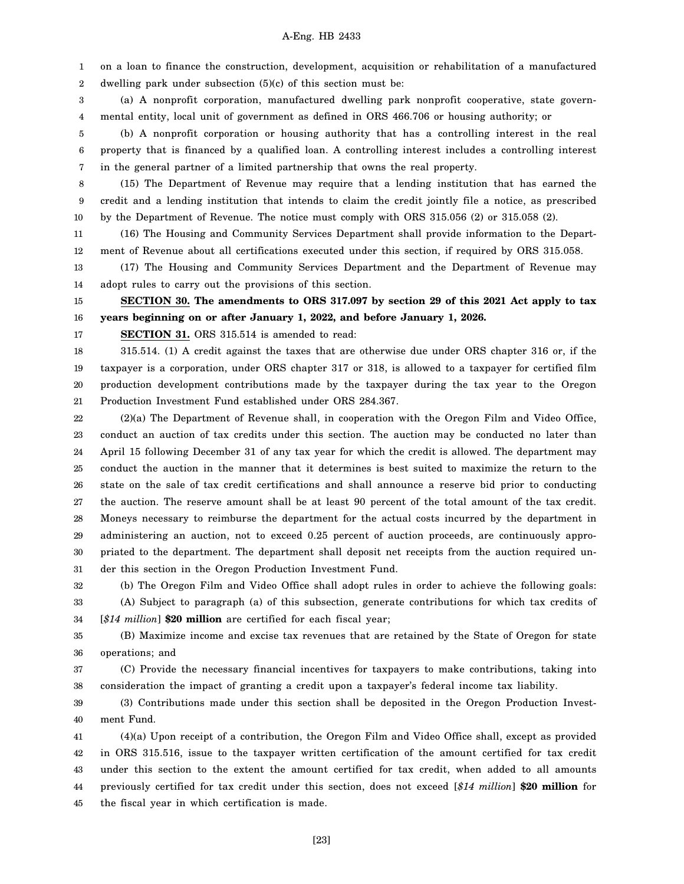on a loan to finance the construction, development, acquisition or rehabilitation of a manufactured dwelling park under subsection (5)(c) of this section must be:

(a) A nonprofit corporation, manufactured dwelling park nonprofit cooperative, state governmental entity, local unit of government as defined in ORS 466.706 or housing authority; or

(b) A nonprofit corporation or housing authority that has a controlling interest in the real property that is financed by a qualified loan. A controlling interest includes a controlling interest in the general partner of a limited partnership that owns the real property.

(15) The Department of Revenue may require that a lending institution that has earned the credit and a lending institution that intends to claim the credit jointly file a notice, as prescribed by the Department of Revenue. The notice must comply with ORS 315.056 (2) or 315.058 (2).

(16) The Housing and Community Services Department shall provide information to the Department of Revenue about all certifications executed under this section, if required by ORS 315.058.

(17) The Housing and Community Services Department and the Department of Revenue may adopt rules to carry out the provisions of this section.

**SECTION 30. The amendments to ORS 317.097 by section 29 of this 2021 Act apply to tax years beginning on or after January 1, 2022, and before January 1, 2026.**

**SECTION 31.** ORS 315.514 is amended to read:

315.514. (1) A credit against the taxes that are otherwise due under ORS chapter 316 or, if the taxpayer is a corporation, under ORS chapter 317 or 318, is allowed to a taxpayer for certified film production development contributions made by the taxpayer during the tax year to the Oregon Production Investment Fund established under ORS 284.367.

(2)(a) The Department of Revenue shall, in cooperation with the Oregon Film and Video Office, conduct an auction of tax credits under this section. The auction may be conducted no later than April 15 following December 31 of any tax year for which the credit is allowed. The department may conduct the auction in the manner that it determines is best suited to maximize the return to the state on the sale of tax credit certifications and shall announce a reserve bid prior to conducting the auction. The reserve amount shall be at least 90 percent of the total amount of the tax credit. Moneys necessary to reimburse the department for the actual costs incurred by the department in administering an auction, not to exceed 0.25 percent of auction proceeds, are continuously appropriated to the department. The department shall deposit net receipts from the auction required under this section in the Oregon Production Investment Fund.

(b) The Oregon Film and Video Office shall adopt rules in order to achieve the following goals:

(A) Subject to paragraph (a) of this subsection, generate contributions for which tax credits of [*$14 million*] **$20 million** are certified for each fiscal year;

(B) Maximize income and excise tax revenues that are retained by the State of Oregon for state operations; and

(C) Provide the necessary financial incentives for taxpayers to make contributions, taking into consideration the impact of granting a credit upon a taxpayer's federal income tax liability.

(3) Contributions made under this section shall be deposited in the Oregon Production Investment Fund.

(4)(a) Upon receipt of a contribution, the Oregon Film and Video Office shall, except as provided in ORS 315.516, issue to the taxpayer written certification of the amount certified for tax credit under this section to the extent the amount certified for tax credit, when added to all amounts previously certified for tax credit under this section, does not exceed [*$14 million*] **$20 million** for the fiscal year in which certification is made.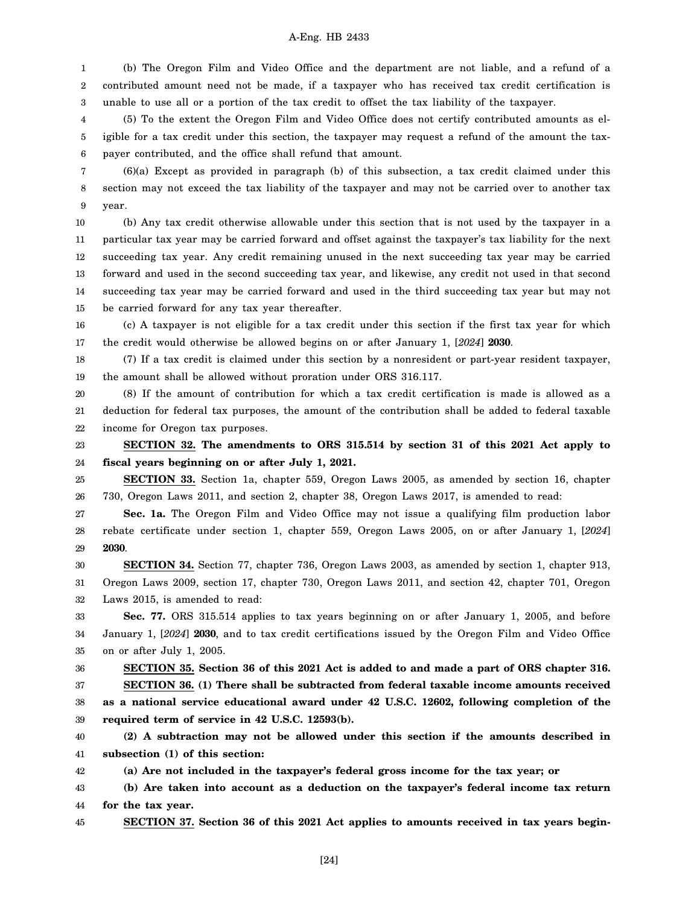(b) The Oregon Film and Video Office and the department are not liable, and a refund of a contributed amount need not be made, if a taxpayer who has received tax credit certification is unable to use all or a portion of the tax credit to offset the tax liability of the taxpayer.

(5) To the extent the Oregon Film and Video Office does not certify contributed amounts as eligible for a tax credit under this section, the taxpayer may request a refund of the amount the taxpayer contributed, and the office shall refund that amount.

(6)(a) Except as provided in paragraph (b) of this subsection, a tax credit claimed under this section may not exceed the tax liability of the taxpayer and may not be carried over to another tax year.

(b) Any tax credit otherwise allowable under this section that is not used by the taxpayer in a particular tax year may be carried forward and offset against the taxpayer's tax liability for the next succeeding tax year. Any credit remaining unused in the next succeeding tax year may be carried forward and used in the second succeeding tax year, and likewise, any credit not used in that second succeeding tax year may be carried forward and used in the third succeeding tax year but may not be carried forward for any tax year thereafter.

(c) A taxpayer is not eligible for a tax credit under this section if the first tax year for which the credit would otherwise be allowed begins on or after January 1, [*2024*] **2030**.

(7) If a tax credit is claimed under this section by a nonresident or part-year resident taxpayer, the amount shall be allowed without proration under ORS 316.117.

(8) If the amount of contribution for which a tax credit certification is made is allowed as a deduction for federal tax purposes, the amount of the contribution shall be added to federal taxable income for Oregon tax purposes.

**SECTION 32. The amendments to ORS 315.514 by section 31 of this 2021 Act apply to fiscal years beginning on or after July 1, 2021.**

**SECTION 33.** Section 1a, chapter 559, Oregon Laws 2005, as amended by section 16, chapter 730, Oregon Laws 2011, and section 2, chapter 38, Oregon Laws 2017, is amended to read:

**Sec. 1a.** The Oregon Film and Video Office may not issue a qualifying film production labor rebate certificate under section 1, chapter 559, Oregon Laws 2005, on or after January 1, [*2024*] **2030**.

**SECTION 34.** Section 77, chapter 736, Oregon Laws 2003, as amended by section 1, chapter 913, Oregon Laws 2009, section 17, chapter 730, Oregon Laws 2011, and section 42, chapter 701, Oregon Laws 2015, is amended to read:

**Sec. 77.** ORS 315.514 applies to tax years beginning on or after January 1, 2005, and before January 1, [*2024*] **2030**, and to tax credit certifications issued by the Oregon Film and Video Office on or after July 1, 2005.

**SECTION 35. Section 36 of this 2021 Act is added to and made a part of ORS chapter 316.**

**SECTION 36. (1) There shall be subtracted from federal taxable income amounts received as a national service educational award under 42 U.S.C. 12602, following completion of the required term of service in 42 U.S.C. 12593(b).**

**(2) A subtraction may not be allowed under this section if the amounts described in subsection (1) of this section:**

**(a) Are not included in the taxpayer's federal gross income for the tax year; or**

**(b) Are taken into account as a deduction on the taxpayer's federal income tax return for the tax year.**

**SECTION 37. Section 36 of this 2021 Act applies to amounts received in tax years begin-**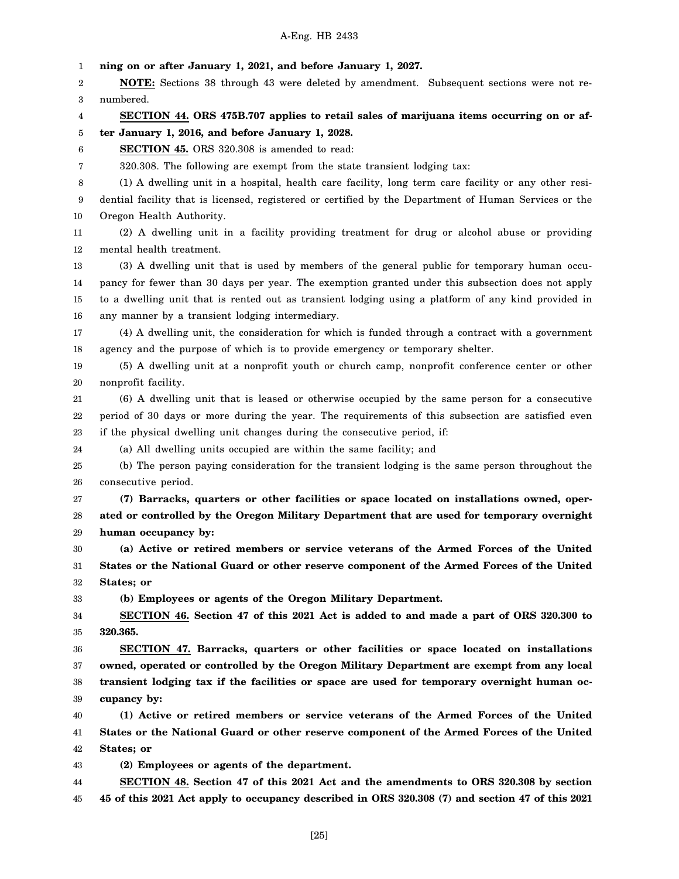**ning on or after January 1, 2021, and before January 1, 2027.**

**NOTE:** Sections 38 through 43 were deleted by amendment. Subsequent sections were not renumbered.

**SECTION 44. ORS 475B.707 applies to retail sales of marijuana items occurring on or after January 1, 2016, and before January 1, 2028.**

**SECTION 45.** ORS 320.308 is amended to read:

320.308. The following are exempt from the state transient lodging tax:

(1) A dwelling unit in a hospital, health care facility, long term care facility or any other residential facility that is licensed, registered or certified by the Department of Human Services or the Oregon Health Authority.

(2) A dwelling unit in a facility providing treatment for drug or alcohol abuse or providing mental health treatment.

(3) A dwelling unit that is used by members of the general public for temporary human occupancy for fewer than 30 days per year. The exemption granted under this subsection does not apply to a dwelling unit that is rented out as transient lodging using a platform of any kind provided in any manner by a transient lodging intermediary.

(4) A dwelling unit, the consideration for which is funded through a contract with a government agency and the purpose of which is to provide emergency or temporary shelter.

(5) A dwelling unit at a nonprofit youth or church camp, nonprofit conference center or other nonprofit facility.

(6) A dwelling unit that is leased or otherwise occupied by the same person for a consecutive period of 30 days or more during the year. The requirements of this subsection are satisfied even if the physical dwelling unit changes during the consecutive period, if:

(a) All dwelling units occupied are within the same facility; and

(b) The person paying consideration for the transient lodging is the same person throughout the consecutive period.

**(7) Barracks, quarters or other facilities or space located on installations owned, operated or controlled by the Oregon Military Department that are used for temporary overnight human occupancy by:**

**(a) Active or retired members or service veterans of the Armed Forces of the United States or the National Guard or other reserve component of the Armed Forces of the United States; or**

**(b) Employees or agents of the Oregon Military Department.**

**SECTION 46. Section 47 of this 2021 Act is added to and made a part of ORS 320.300 to 320.365.**

**SECTION 47. Barracks, quarters or other facilities or space located on installations owned, operated or controlled by the Oregon Military Department are exempt from any local transient lodging tax if the facilities or space are used for temporary overnight human occupancy by:**

**(1) Active or retired members or service veterans of the Armed Forces of the United States or the National Guard or other reserve component of the Armed Forces of the United States; or**

**(2) Employees or agents of the department.**

**SECTION 48. Section 47 of this 2021 Act and the amendments to ORS 320.308 by section 45 of this 2021 Act apply to occupancy described in ORS 320.308 (7) and section 47 of this 2021**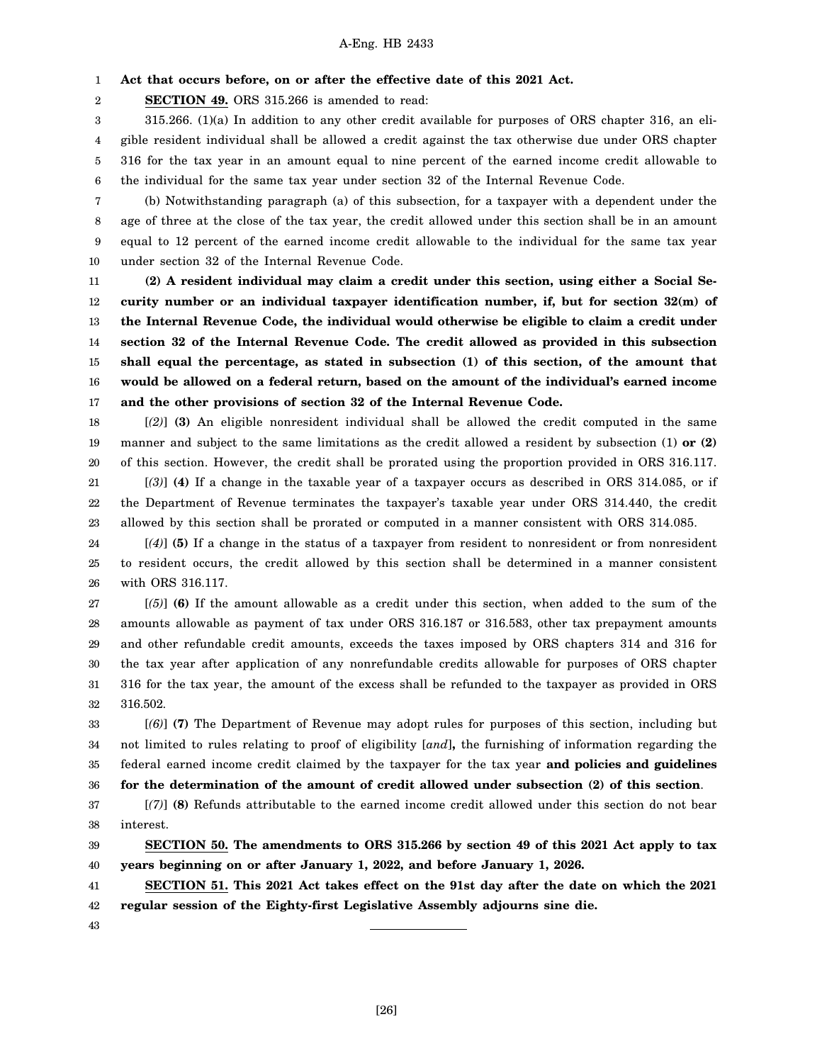**Act that occurs before, on or after the effective date of this 2021 Act.**

**SECTION 49.** ORS 315.266 is amended to read:

315.266. (1)(a) In addition to any other credit available for purposes of ORS chapter 316, an eligible resident individual shall be allowed a credit against the tax otherwise due under ORS chapter 316 for the tax year in an amount equal to nine percent of the earned income credit allowable to the individual for the same tax year under section 32 of the Internal Revenue Code.

(b) Notwithstanding paragraph (a) of this subsection, for a taxpayer with a dependent under the age of three at the close of the tax year, the credit allowed under this section shall be in an amount equal to 12 percent of the earned income credit allowable to the individual for the same tax year under section 32 of the Internal Revenue Code.

**(2) A resident individual may claim a credit under this section, using either a Social Security number or an individual taxpayer identification number, if, but for section 32(m) of the Internal Revenue Code, the individual would otherwise be eligible to claim a credit under section 32 of the Internal Revenue Code. The credit allowed as provided in this subsection shall equal the percentage, as stated in subsection (1) of this section, of the amount that would be allowed on a federal return, based on the amount of the individual's earned income and the other provisions of section 32 of the Internal Revenue Code.**

[*(2)*] **(3)** An eligible nonresident individual shall be allowed the credit computed in the same manner and subject to the same limitations as the credit allowed a resident by subsection (1) **or (2)** of this section. However, the credit shall be prorated using the proportion provided in ORS 316.117.

[*(3)*] **(4)** If a change in the taxable year of a taxpayer occurs as described in ORS 314.085, or if the Department of Revenue terminates the taxpayer's taxable year under ORS 314.440, the credit allowed by this section shall be prorated or computed in a manner consistent with ORS 314.085.

[*(4)*] **(5)** If a change in the status of a taxpayer from resident to nonresident or from nonresident to resident occurs, the credit allowed by this section shall be determined in a manner consistent with ORS 316.117.

[*(5)*] **(6)** If the amount allowable as a credit under this section, when added to the sum of the amounts allowable as payment of tax under ORS 316.187 or 316.583, other tax prepayment amounts and other refundable credit amounts, exceeds the taxes imposed by ORS chapters 314 and 316 for the tax year after application of any nonrefundable credits allowable for purposes of ORS chapter 316 for the tax year, the amount of the excess shall be refunded to the taxpayer as provided in ORS 316.502.

[*(6)*] **(7)** The Department of Revenue may adopt rules for purposes of this section, including but not limited to rules relating to proof of eligibility [*and*]**,** the furnishing of information regarding the federal earned income credit claimed by the taxpayer for the tax year **and policies and guidelines for the determination of the amount of credit allowed under subsection (2) of this section**.

[*(7)*] **(8)** Refunds attributable to the earned income credit allowed under this section do not bear interest.

**SECTION 50. The amendments to ORS 315.266 by section 49 of this 2021 Act apply to tax years beginning on or after January 1, 2022, and before January 1, 2026.**

**SECTION 51. This 2021 Act takes effect on the 91st day after the date on which the 2021 regular session of the Eighty-first Legislative Assembly adjourns sine die.**